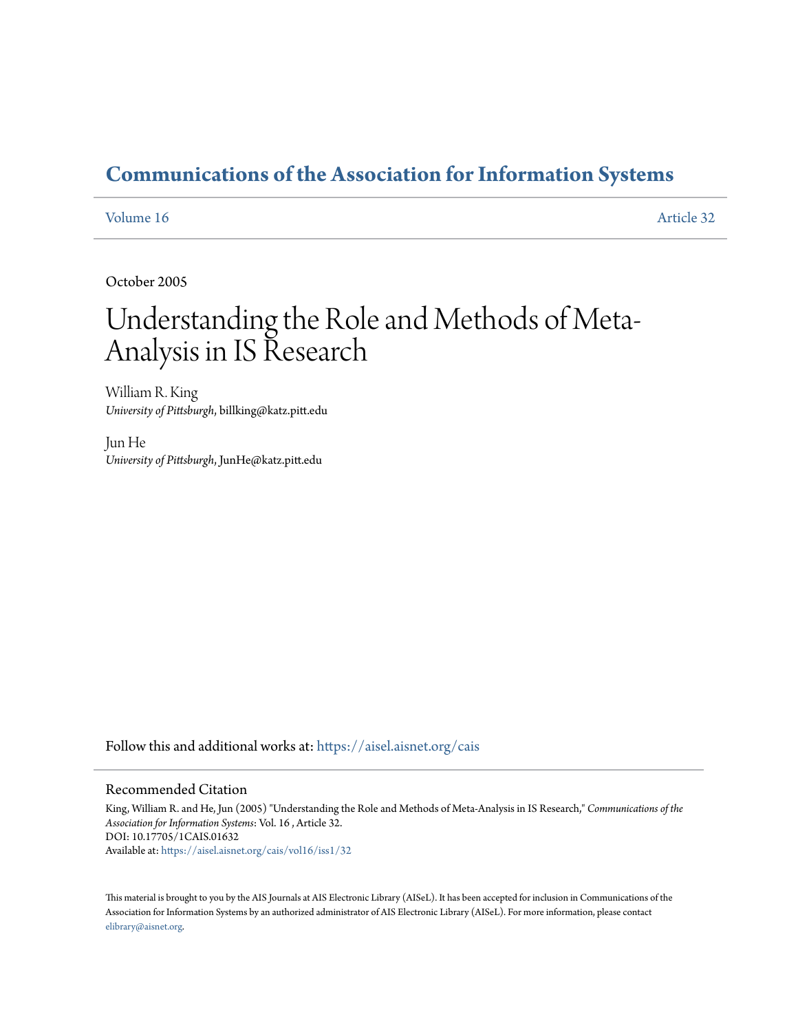# Communications of the Association for Information Systems

Volume 16 Article 32

October 2005

# Understanding the Role and Methods of Meta-Analysis in IS Research

William R. King
*University of Pittsburgh*, billking@katz.pitt.edu

Jun He
*University of Pittsburgh*, JunHe@katz.pitt.edu

Follow this and additional works at: https://aisel.aisnet.org/cais

## Recommended Citation

King, William R. and He, Jun (2005) "Understanding the Role and Methods of Meta-Analysis in IS Research," *Communications of the Association for Information Systems*: Vol. 16 , Article 32.
DOI: 10.17705/1CAIS.01632
Available at: https://aisel.aisnet.org/cais/vol16/iss1/32

This material is brought to you by the AIS Journals at AIS Electronic Library (AISeL). It has been accepted for inclusion in Communications of the Association for Information Systems by an authorized administrator of AIS Electronic Library (AISeL). For more information, please contact elibrary@aisnet.org.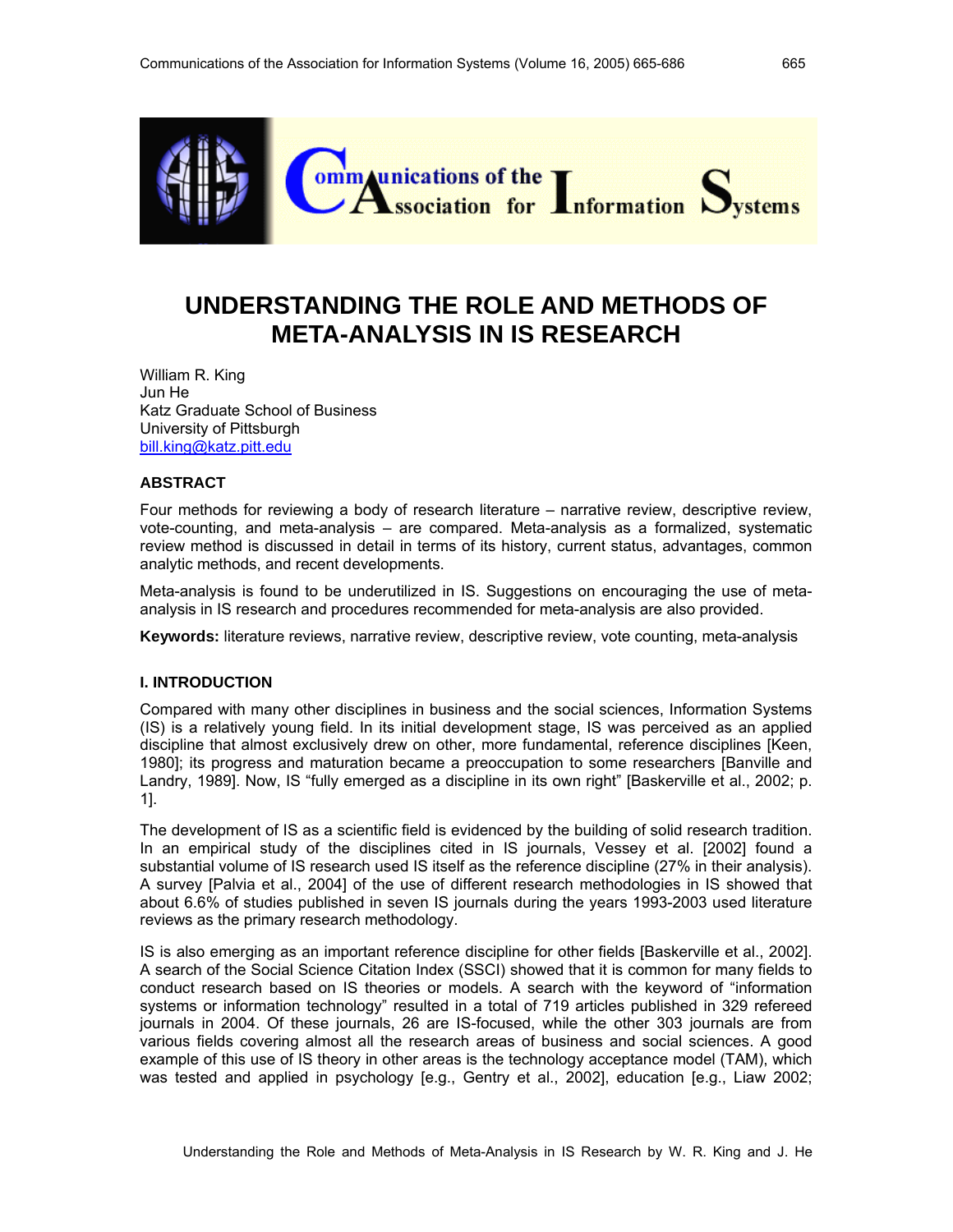# UNDERSTANDING THE ROLE AND METHODS OF META-ANALYSIS IN IS RESEARCH

William R. King
Jun He
Katz Graduate School of Business
University of Pittsburgh
bill.king@katz.pitt.edu

### ABSTRACT

Four methods for reviewing a body of research literature – narrative review, descriptive review, vote-counting, and meta-analysis – are compared. Meta-analysis as a formalized, systematic review method is discussed in detail in terms of its history, current status, advantages, common analytic methods, and recent developments.

Meta-analysis is found to be underutilized in IS. Suggestions on encouraging the use of meta-analysis in IS research and procedures recommended for meta-analysis are also provided.

**Keywords:** literature reviews, narrative review, descriptive review, vote counting, meta-analysis

### I. INTRODUCTION

Compared with many other disciplines in business and the social sciences, Information Systems (IS) is a relatively young field. In its initial development stage, IS was perceived as an applied discipline that almost exclusively drew on other, more fundamental, reference disciplines [Keen, 1980]; its progress and maturation became a preoccupation to some researchers [Banville and Landry, 1989]. Now, IS "fully emerged as a discipline in its own right" [Baskerville et al., 2002; p. 1].

The development of IS as a scientific field is evidenced by the building of solid research tradition. In an empirical study of the disciplines cited in IS journals, Vessey et al. [2002] found a substantial volume of IS research used IS itself as the reference discipline (27% in their analysis). A survey [Palvia et al., 2004] of the use of different research methodologies in IS showed that about 6.6% of studies published in seven IS journals during the years 1993-2003 used literature reviews as the primary research methodology.

IS is also emerging as an important reference discipline for other fields [Baskerville et al., 2002]. A search of the Social Science Citation Index (SSCI) showed that it is common for many fields to conduct research based on IS theories or models. A search with the keyword of "information systems or information technology" resulted in a total of 719 articles published in 329 refereed journals in 2004. Of these journals, 26 are IS-focused, while the other 303 journals are from various fields covering almost all the research areas of business and social sciences. A good example of this use of IS theory in other areas is the technology acceptance model (TAM), which was tested and applied in psychology [e.g., Gentry et al., 2002], education [e.g., Liaw 2002;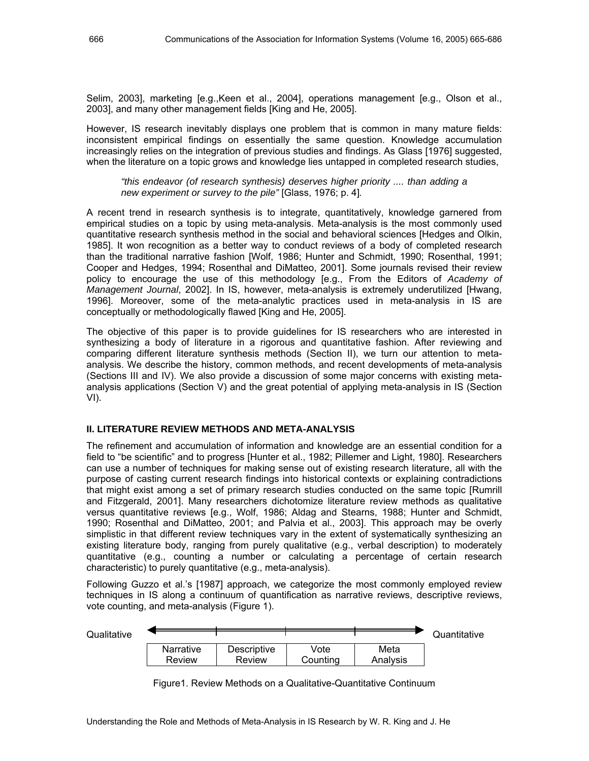Selim, 2003], marketing [e.g.,Keen et al., 2004], operations management [e.g., Olson et al., 2003], and many other management fields [King and He, 2005].

However, IS research inevitably displays one problem that is common in many mature fields: inconsistent empirical findings on essentially the same question. Knowledge accumulation increasingly relies on the integration of previous studies and findings. As Glass [1976] suggested, when the literature on a topic grows and knowledge lies untapped in completed research studies,

> *"this endeavor (of research synthesis) deserves higher priority .... than adding a new experiment or survey to the pile"* [Glass, 1976; p. 4].

A recent trend in research synthesis is to integrate, quantitatively, knowledge garnered from empirical studies on a topic by using meta-analysis. Meta-analysis is the most commonly used quantitative research synthesis method in the social and behavioral sciences [Hedges and Olkin, 1985]. It won recognition as a better way to conduct reviews of a body of completed research than the traditional narrative fashion [Wolf, 1986; Hunter and Schmidt, 1990; Rosenthal, 1991; Cooper and Hedges, 1994; Rosenthal and DiMatteo, 2001]. Some journals revised their review policy to encourage the use of this methodology [e.g., From the Editors of *Academy of Management Journal*, 2002]. In IS, however, meta-analysis is extremely underutilized [Hwang, 1996]. Moreover, some of the meta-analytic practices used in meta-analysis in IS are conceptually or methodologically flawed [King and He, 2005].

The objective of this paper is to provide guidelines for IS researchers who are interested in synthesizing a body of literature in a rigorous and quantitative fashion. After reviewing and comparing different literature synthesis methods (Section II), we turn our attention to meta-analysis. We describe the history, common methods, and recent developments of meta-analysis (Sections III and IV). We also provide a discussion of some major concerns with existing meta-analysis applications (Section V) and the great potential of applying meta-analysis in IS (Section VI).

## II. LITERATURE REVIEW METHODS AND META-ANALYSIS

The refinement and accumulation of information and knowledge are an essential condition for a field to "be scientific" and to progress [Hunter et al., 1982; Pillemer and Light, 1980]. Researchers can use a number of techniques for making sense out of existing research literature, all with the purpose of casting current research findings into historical contexts or explaining contradictions that might exist among a set of primary research studies conducted on the same topic [Rumrill and Fitzgerald, 2001]. Many researchers dichotomize literature review methods as qualitative versus quantitative reviews [e.g., Wolf, 1986; Aldag and Stearns, 1988; Hunter and Schmidt, 1990; Rosenthal and DiMatteo, 2001; and Palvia et al., 2003]. This approach may be overly simplistic in that different review techniques vary in the extent of systematically synthesizing an existing literature body, ranging from purely qualitative (e.g., verbal description) to moderately quantitative (e.g., counting a number or calculating a percentage of certain research characteristic) to purely quantitative (e.g., meta-analysis).

Following Guzzo et al.'s [1987] approach, we categorize the most commonly employed review techniques in IS along a continuum of quantification as narrative reviews, descriptive reviews, vote counting, and meta-analysis (Figure 1).

| Qualitative ⟵ | | | ⟶ Quantitative |
|---|---|---|---|
| Narrative Review | Descriptive Review | Vote Counting | Meta Analysis |

Figure1. Review Methods on a Qualitative-Quantitative Continuum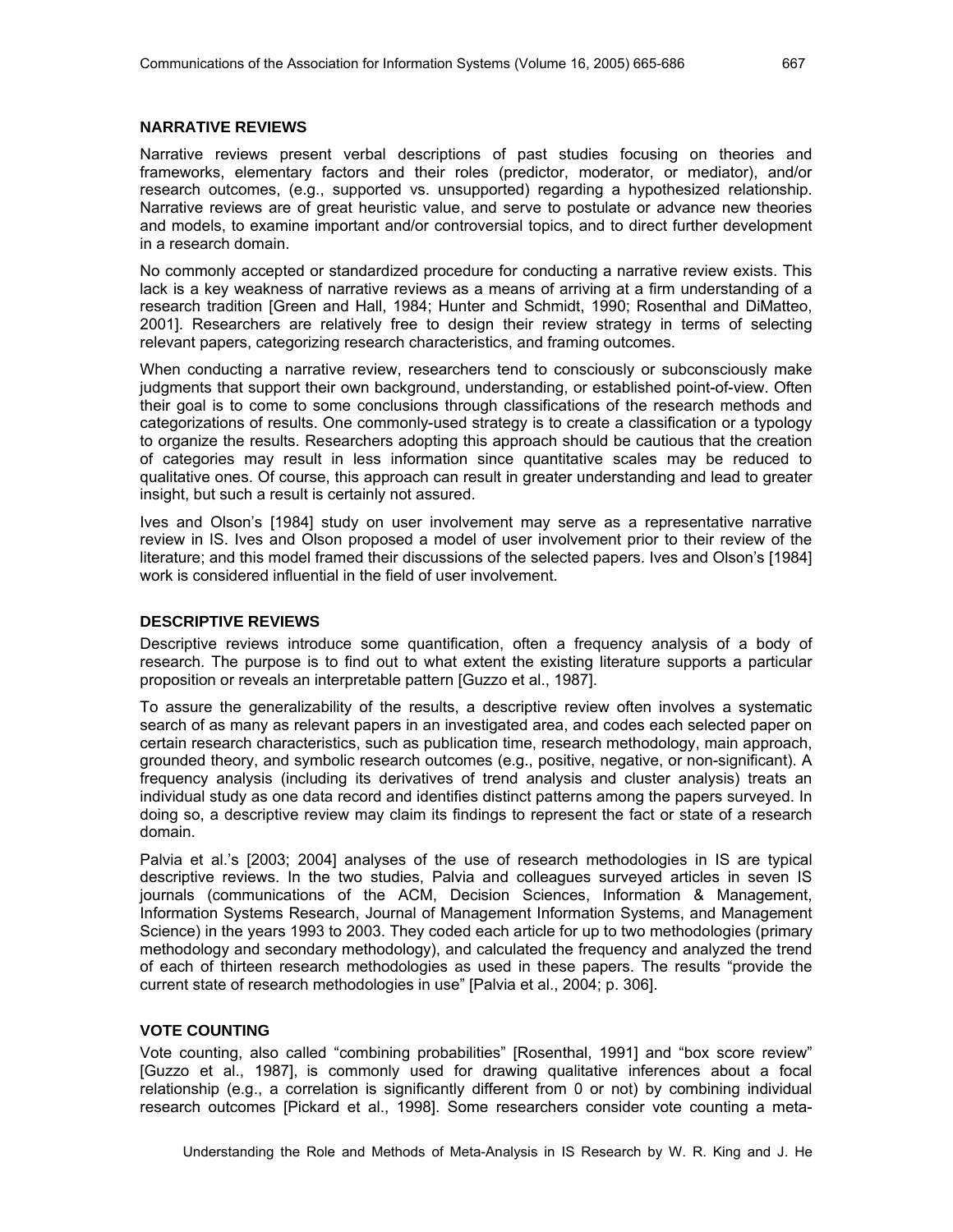## NARRATIVE REVIEWS

Narrative reviews present verbal descriptions of past studies focusing on theories and frameworks, elementary factors and their roles (predictor, moderator, or mediator), and/or research outcomes, (e.g., supported vs. unsupported) regarding a hypothesized relationship. Narrative reviews are of great heuristic value, and serve to postulate or advance new theories and models, to examine important and/or controversial topics, and to direct further development in a research domain.

No commonly accepted or standardized procedure for conducting a narrative review exists. This lack is a key weakness of narrative reviews as a means of arriving at a firm understanding of a research tradition [Green and Hall, 1984; Hunter and Schmidt, 1990; Rosenthal and DiMatteo, 2001]. Researchers are relatively free to design their review strategy in terms of selecting relevant papers, categorizing research characteristics, and framing outcomes.

When conducting a narrative review, researchers tend to consciously or subconsciously make judgments that support their own background, understanding, or established point-of-view. Often their goal is to come to some conclusions through classifications of the research methods and categorizations of results. One commonly-used strategy is to create a classification or a typology to organize the results. Researchers adopting this approach should be cautious that the creation of categories may result in less information since quantitative scales may be reduced to qualitative ones. Of course, this approach can result in greater understanding and lead to greater insight, but such a result is certainly not assured.

Ives and Olson's [1984] study on user involvement may serve as a representative narrative review in IS. Ives and Olson proposed a model of user involvement prior to their review of the literature; and this model framed their discussions of the selected papers. Ives and Olson's [1984] work is considered influential in the field of user involvement.

## DESCRIPTIVE REVIEWS

Descriptive reviews introduce some quantification, often a frequency analysis of a body of research. The purpose is to find out to what extent the existing literature supports a particular proposition or reveals an interpretable pattern [Guzzo et al., 1987].

To assure the generalizability of the results, a descriptive review often involves a systematic search of as many as relevant papers in an investigated area, and codes each selected paper on certain research characteristics, such as publication time, research methodology, main approach, grounded theory, and symbolic research outcomes (e.g., positive, negative, or non-significant). A frequency analysis (including its derivatives of trend analysis and cluster analysis) treats an individual study as one data record and identifies distinct patterns among the papers surveyed. In doing so, a descriptive review may claim its findings to represent the fact or state of a research domain.

Palvia et al.'s [2003; 2004] analyses of the use of research methodologies in IS are typical descriptive reviews. In the two studies, Palvia and colleagues surveyed articles in seven IS journals (communications of the ACM, Decision Sciences, Information & Management, Information Systems Research, Journal of Management Information Systems, and Management Science) in the years 1993 to 2003. They coded each article for up to two methodologies (primary methodology and secondary methodology), and calculated the frequency and analyzed the trend of each of thirteen research methodologies as used in these papers. The results "provide the current state of research methodologies in use" [Palvia et al., 2004; p. 306].

## VOTE COUNTING

Vote counting, also called "combining probabilities" [Rosenthal, 1991] and "box score review" [Guzzo et al., 1987], is commonly used for drawing qualitative inferences about a focal relationship (e.g., a correlation is significantly different from 0 or not) by combining individual research outcomes [Pickard et al., 1998]. Some researchers consider vote counting a meta-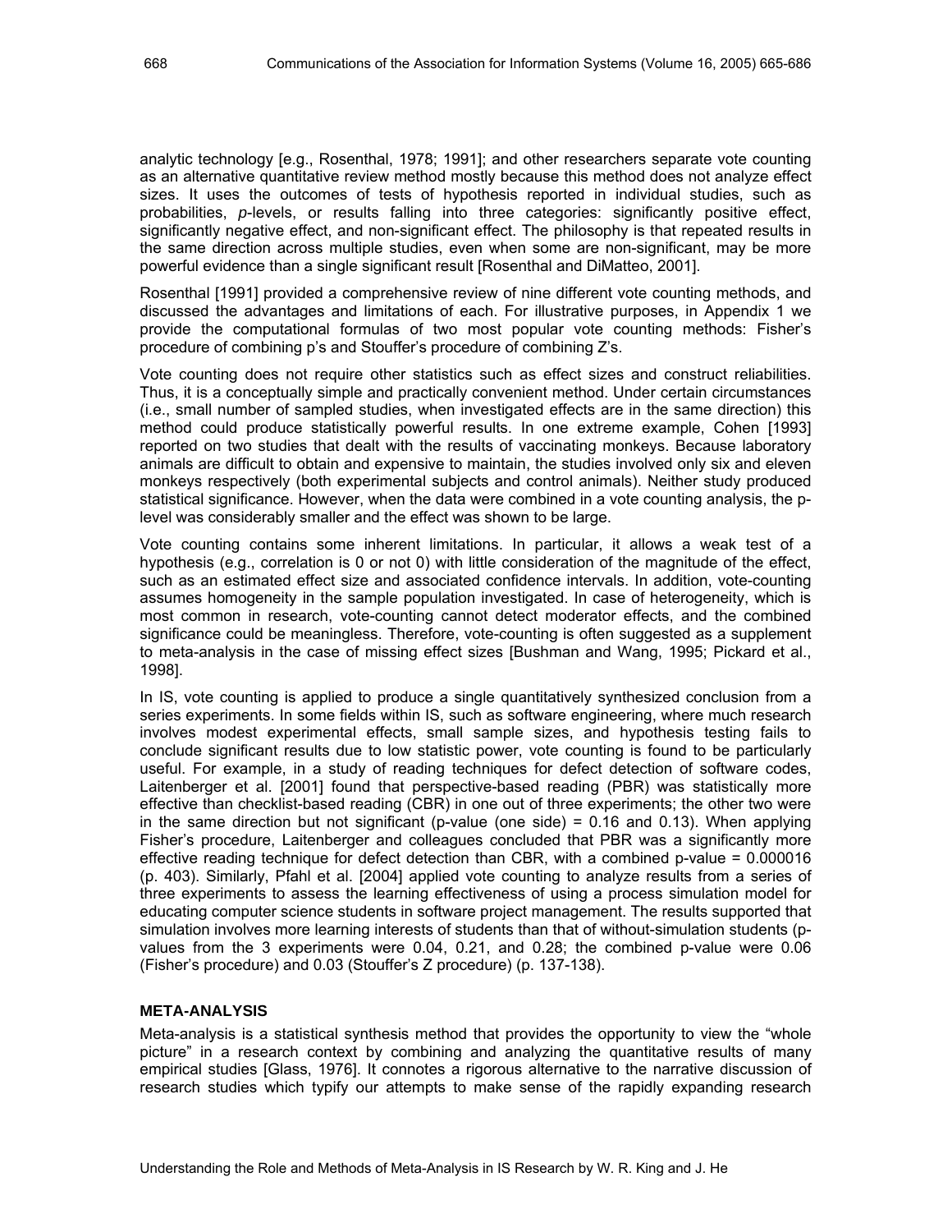analytic technology [e.g., Rosenthal, 1978; 1991]; and other researchers separate vote counting as an alternative quantitative review method mostly because this method does not analyze effect sizes. It uses the outcomes of tests of hypothesis reported in individual studies, such as probabilities, *p*-levels, or results falling into three categories: significantly positive effect, significantly negative effect, and non-significant effect. The philosophy is that repeated results in the same direction across multiple studies, even when some are non-significant, may be more powerful evidence than a single significant result [Rosenthal and DiMatteo, 2001].

Rosenthal [1991] provided a comprehensive review of nine different vote counting methods, and discussed the advantages and limitations of each. For illustrative purposes, in Appendix 1 we provide the computational formulas of two most popular vote counting methods: Fisher's procedure of combining p's and Stouffer's procedure of combining Z's.

Vote counting does not require other statistics such as effect sizes and construct reliabilities. Thus, it is a conceptually simple and practically convenient method. Under certain circumstances (i.e., small number of sampled studies, when investigated effects are in the same direction) this method could produce statistically powerful results. In one extreme example, Cohen [1993] reported on two studies that dealt with the results of vaccinating monkeys. Because laboratory animals are difficult to obtain and expensive to maintain, the studies involved only six and eleven monkeys respectively (both experimental subjects and control animals). Neither study produced statistical significance. However, when the data were combined in a vote counting analysis, the p-level was considerably smaller and the effect was shown to be large.

Vote counting contains some inherent limitations. In particular, it allows a weak test of a hypothesis (e.g., correlation is 0 or not 0) with little consideration of the magnitude of the effect, such as an estimated effect size and associated confidence intervals. In addition, vote-counting assumes homogeneity in the sample population investigated. In case of heterogeneity, which is most common in research, vote-counting cannot detect moderator effects, and the combined significance could be meaningless. Therefore, vote-counting is often suggested as a supplement to meta-analysis in the case of missing effect sizes [Bushman and Wang, 1995; Pickard et al., 1998].

In IS, vote counting is applied to produce a single quantitatively synthesized conclusion from a series experiments. In some fields within IS, such as software engineering, where much research involves modest experimental effects, small sample sizes, and hypothesis testing fails to conclude significant results due to low statistic power, vote counting is found to be particularly useful. For example, in a study of reading techniques for defect detection of software codes, Laitenberger et al. [2001] found that perspective-based reading (PBR) was statistically more effective than checklist-based reading (CBR) in one out of three experiments; the other two were in the same direction but not significant (p-value (one side) = 0.16 and 0.13). When applying Fisher's procedure, Laitenberger and colleagues concluded that PBR was a significantly more effective reading technique for defect detection than CBR, with a combined p-value = 0.000016 (p. 403). Similarly, Pfahl et al. [2004] applied vote counting to analyze results from a series of three experiments to assess the learning effectiveness of using a process simulation model for educating computer science students in software project management. The results supported that simulation involves more learning interests of students than that of without-simulation students (p-values from the 3 experiments were 0.04, 0.21, and 0.28; the combined p-value were 0.06 (Fisher's procedure) and 0.03 (Stouffer's Z procedure) (p. 137-138).

### META-ANALYSIS

Meta-analysis is a statistical synthesis method that provides the opportunity to view the "whole picture" in a research context by combining and analyzing the quantitative results of many empirical studies [Glass, 1976]. It connotes a rigorous alternative to the narrative discussion of research studies which typify our attempts to make sense of the rapidly expanding research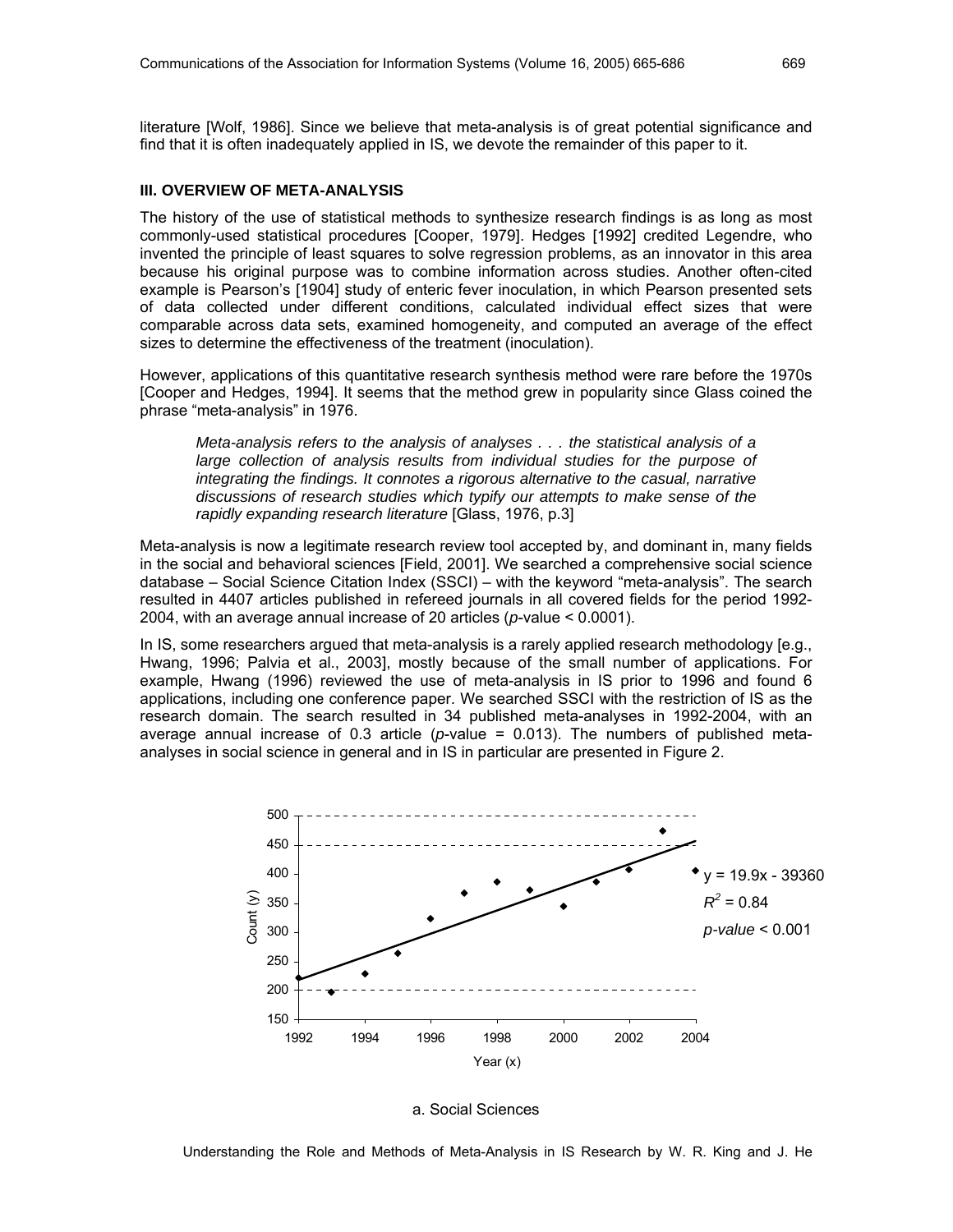literature [Wolf, 1986]. Since we believe that meta-analysis is of great potential significance and find that it is often inadequately applied in IS, we devote the remainder of this paper to it.

### III. OVERVIEW OF META-ANALYSIS

The history of the use of statistical methods to synthesize research findings is as long as most commonly-used statistical procedures [Cooper, 1979]. Hedges [1992] credited Legendre, who invented the principle of least squares to solve regression problems, as an innovator in this area because his original purpose was to combine information across studies. Another often-cited example is Pearson's [1904] study of enteric fever inoculation, in which Pearson presented sets of data collected under different conditions, calculated individual effect sizes that were comparable across data sets, examined homogeneity, and computed an average of the effect sizes to determine the effectiveness of the treatment (inoculation).

However, applications of this quantitative research synthesis method were rare before the 1970s [Cooper and Hedges, 1994]. It seems that the method grew in popularity since Glass coined the phrase "meta-analysis" in 1976.

> *Meta-analysis refers to the analysis of analyses . . . the statistical analysis of a large collection of analysis results from individual studies for the purpose of integrating the findings. It connotes a rigorous alternative to the casual, narrative discussions of research studies which typify our attempts to make sense of the rapidly expanding research literature* [Glass, 1976, p.3]

Meta-analysis is now a legitimate research review tool accepted by, and dominant in, many fields in the social and behavioral sciences [Field, 2001]. We searched a comprehensive social science database – Social Science Citation Index (SSCI) – with the keyword "meta-analysis". The search resulted in 4407 articles published in refereed journals in all covered fields for the period 1992-2004, with an average annual increase of 20 articles ($p$-value < 0.0001).

In IS, some researchers argued that meta-analysis is a rarely applied research methodology [e.g., Hwang, 1996; Palvia et al., 2003], mostly because of the small number of applications. For example, Hwang (1996) reviewed the use of meta-analysis in IS prior to 1996 and found 6 applications, including one conference paper. We searched SSCI with the restriction of IS as the research domain. The search resulted in 34 published meta-analyses in 1992-2004, with an average annual increase of 0.3 article ($p$-value = 0.013). The numbers of published meta-analyses in social science in general and in IS in particular are presented in Figure 2.

$y = 19.9x - 39360$

$R^2 = 0.84$

$p\text{-value} < 0.001$

a. Social Sciences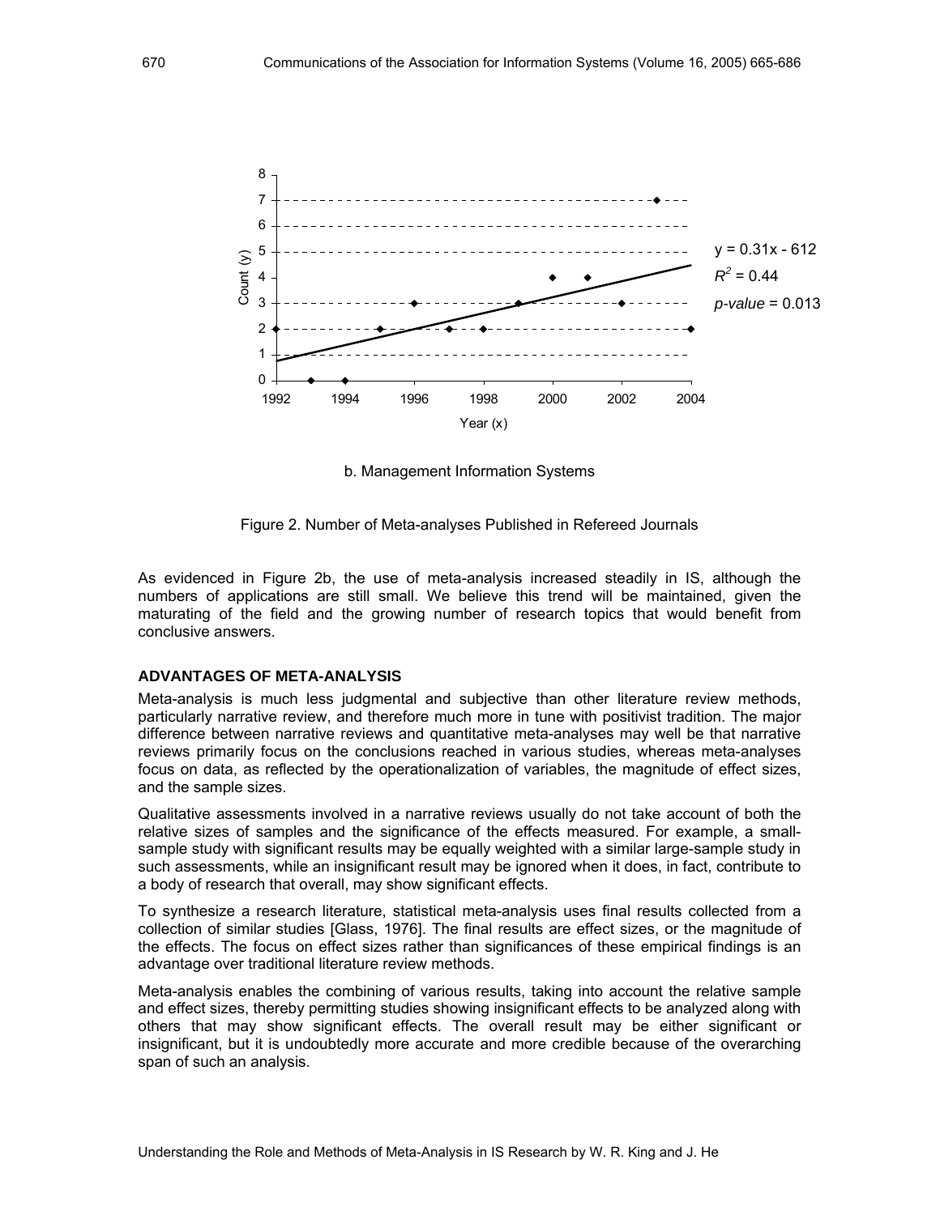b. Management Information Systems

Figure 2. Number of Meta-analyses Published in Refereed Journals

As evidenced in Figure 2b, the use of meta-analysis increased steadily in IS, although the numbers of applications are still small. We believe this trend will be maintained, given the maturating of the field and the growing number of research topics that would benefit from conclusive answers.

### ADVANTAGES OF META-ANALYSIS

Meta-analysis is much less judgmental and subjective than other literature review methods, particularly narrative review, and therefore much more in tune with positivist tradition. The major difference between narrative reviews and quantitative meta-analyses may well be that narrative reviews primarily focus on the conclusions reached in various studies, whereas meta-analyses focus on data, as reflected by the operationalization of variables, the magnitude of effect sizes, and the sample sizes.

Qualitative assessments involved in a narrative reviews usually do not take account of both the relative sizes of samples and the significance of the effects measured. For example, a small-sample study with significant results may be equally weighted with a similar large-sample study in such assessments, while an insignificant result may be ignored when it does, in fact, contribute to a body of research that overall, may show significant effects.

To synthesize a research literature, statistical meta-analysis uses final results collected from a collection of similar studies [Glass, 1976]. The final results are effect sizes, or the magnitude of the effects. The focus on effect sizes rather than significances of these empirical findings is an advantage over traditional literature review methods.

Meta-analysis enables the combining of various results, taking into account the relative sample and effect sizes, thereby permitting studies showing insignificant effects to be analyzed along with others that may show significant effects. The overall result may be either significant or insignificant, but it is undoubtedly more accurate and more credible because of the overarching span of such an analysis.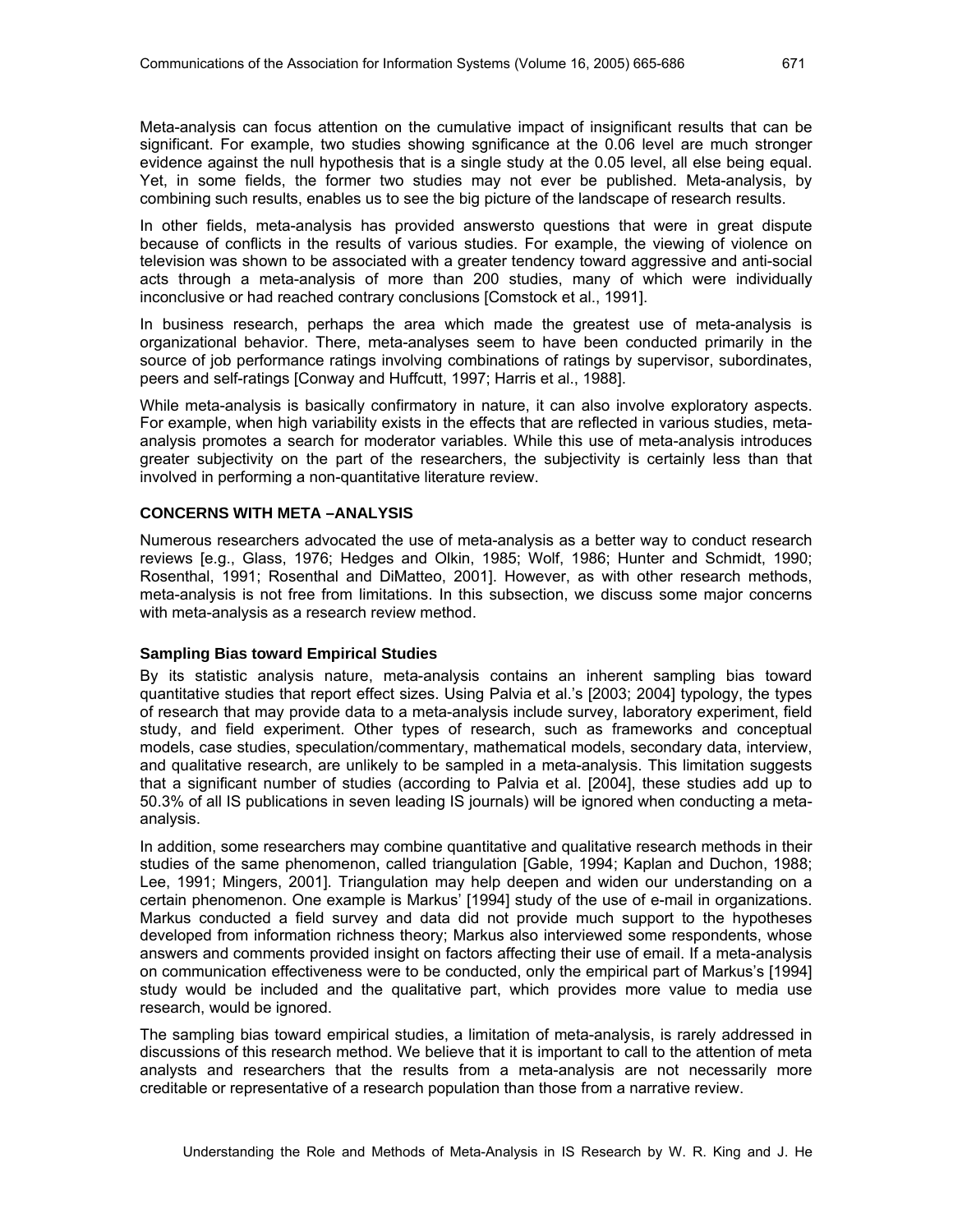Meta-analysis can focus attention on the cumulative impact of insignificant results that can be significant. For example, two studies showing sgnificance at the 0.06 level are much stronger evidence against the null hypothesis that is a single study at the 0.05 level, all else being equal. Yet, in some fields, the former two studies may not ever be published. Meta-analysis, by combining such results, enables us to see the big picture of the landscape of research results.

In other fields, meta-analysis has provided answersto questions that were in great dispute because of conflicts in the results of various studies. For example, the viewing of violence on television was shown to be associated with a greater tendency toward aggressive and anti-social acts through a meta-analysis of more than 200 studies, many of which were individually inconclusive or had reached contrary conclusions [Comstock et al., 1991].

In business research, perhaps the area which made the greatest use of meta-analysis is organizational behavior. There, meta-analyses seem to have been conducted primarily in the source of job performance ratings involving combinations of ratings by supervisor, subordinates, peers and self-ratings [Conway and Huffcutt, 1997; Harris et al., 1988].

While meta-analysis is basically confirmatory in nature, it can also involve exploratory aspects. For example, when high variability exists in the effects that are reflected in various studies, meta-analysis promotes a search for moderator variables. While this use of meta-analysis introduces greater subjectivity on the part of the researchers, the subjectivity is certainly less than that involved in performing a non-quantitative literature review.

## CONCERNS WITH META –ANALYSIS

Numerous researchers advocated the use of meta-analysis as a better way to conduct research reviews [e.g., Glass, 1976; Hedges and Olkin, 1985; Wolf, 1986; Hunter and Schmidt, 1990; Rosenthal, 1991; Rosenthal and DiMatteo, 2001]. However, as with other research methods, meta-analysis is not free from limitations. In this subsection, we discuss some major concerns with meta-analysis as a research review method.

### Sampling Bias toward Empirical Studies

By its statistic analysis nature, meta-analysis contains an inherent sampling bias toward quantitative studies that report effect sizes. Using Palvia et al.'s [2003; 2004] typology, the types of research that may provide data to a meta-analysis include survey, laboratory experiment, field study, and field experiment. Other types of research, such as frameworks and conceptual models, case studies, speculation/commentary, mathematical models, secondary data, interview, and qualitative research, are unlikely to be sampled in a meta-analysis. This limitation suggests that a significant number of studies (according to Palvia et al. [2004], these studies add up to 50.3% of all IS publications in seven leading IS journals) will be ignored when conducting a meta-analysis.

In addition, some researchers may combine quantitative and qualitative research methods in their studies of the same phenomenon, called triangulation [Gable, 1994; Kaplan and Duchon, 1988; Lee, 1991; Mingers, 2001]. Triangulation may help deepen and widen our understanding on a certain phenomenon. One example is Markus' [1994] study of the use of e-mail in organizations. Markus conducted a field survey and data did not provide much support to the hypotheses developed from information richness theory; Markus also interviewed some respondents, whose answers and comments provided insight on factors affecting their use of email. If a meta-analysis on communication effectiveness were to be conducted, only the empirical part of Markus's [1994] study would be included and the qualitative part, which provides more value to media use research, would be ignored.

The sampling bias toward empirical studies, a limitation of meta-analysis, is rarely addressed in discussions of this research method. We believe that it is important to call to the attention of meta analysts and researchers that the results from a meta-analysis are not necessarily more creditable or representative of a research population than those from a narrative review.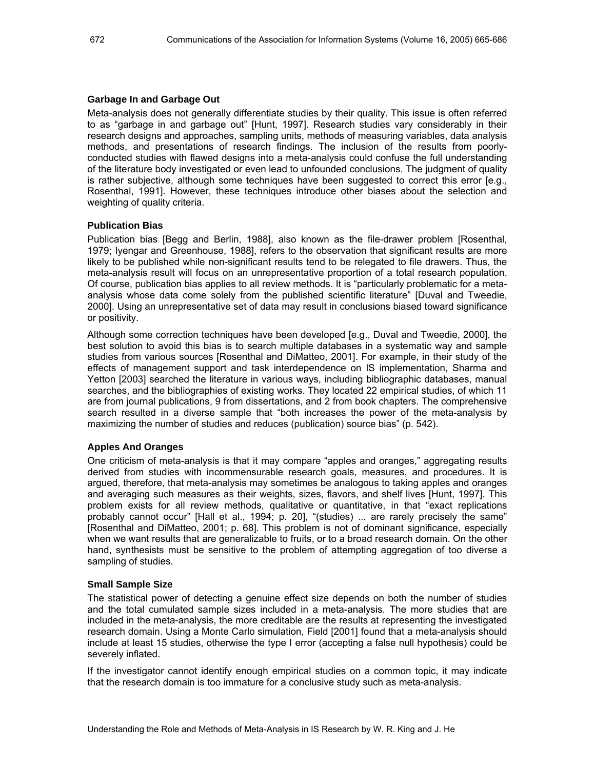### Garbage In and Garbage Out

Meta-analysis does not generally differentiate studies by their quality. This issue is often referred to as "garbage in and garbage out" [Hunt, 1997]. Research studies vary considerably in their research designs and approaches, sampling units, methods of measuring variables, data analysis methods, and presentations of research findings. The inclusion of the results from poorly-conducted studies with flawed designs into a meta-analysis could confuse the full understanding of the literature body investigated or even lead to unfounded conclusions. The judgment of quality is rather subjective, although some techniques have been suggested to correct this error [e.g., Rosenthal, 1991]. However, these techniques introduce other biases about the selection and weighting of quality criteria.

### Publication Bias

Publication bias [Begg and Berlin, 1988], also known as the file-drawer problem [Rosenthal, 1979; Iyengar and Greenhouse, 1988], refers to the observation that significant results are more likely to be published while non-significant results tend to be relegated to file drawers. Thus, the meta-analysis result will focus on an unrepresentative proportion of a total research population. Of course, publication bias applies to all review methods. It is "particularly problematic for a meta-analysis whose data come solely from the published scientific literature" [Duval and Tweedie, 2000]. Using an unrepresentative set of data may result in conclusions biased toward significance or positivity.

Although some correction techniques have been developed [e.g., Duval and Tweedie, 2000], the best solution to avoid this bias is to search multiple databases in a systematic way and sample studies from various sources [Rosenthal and DiMatteo, 2001]. For example, in their study of the effects of management support and task interdependence on IS implementation, Sharma and Yetton [2003] searched the literature in various ways, including bibliographic databases, manual searches, and the bibliographies of existing works. They located 22 empirical studies, of which 11 are from journal publications, 9 from dissertations, and 2 from book chapters. The comprehensive search resulted in a diverse sample that "both increases the power of the meta-analysis by maximizing the number of studies and reduces (publication) source bias" (p. 542).

### Apples And Oranges

One criticism of meta-analysis is that it may compare "apples and oranges," aggregating results derived from studies with incommensurable research goals, measures, and procedures. It is argued, therefore, that meta-analysis may sometimes be analogous to taking apples and oranges and averaging such measures as their weights, sizes, flavors, and shelf lives [Hunt, 1997]. This problem exists for all review methods, qualitative or quantitative, in that "exact replications probably cannot occur" [Hall et al., 1994; p. 20], "(studies) ... are rarely precisely the same" [Rosenthal and DiMatteo, 2001; p. 68]. This problem is not of dominant significance, especially when we want results that are generalizable to fruits, or to a broad research domain. On the other hand, synthesists must be sensitive to the problem of attempting aggregation of too diverse a sampling of studies.

### Small Sample Size

The statistical power of detecting a genuine effect size depends on both the number of studies and the total cumulated sample sizes included in a meta-analysis. The more studies that are included in the meta-analysis, the more creditable are the results at representing the investigated research domain. Using a Monte Carlo simulation, Field [2001] found that a meta-analysis should include at least 15 studies, otherwise the type I error (accepting a false null hypothesis) could be severely inflated.

If the investigator cannot identify enough empirical studies on a common topic, it may indicate that the research domain is too immature for a conclusive study such as meta-analysis.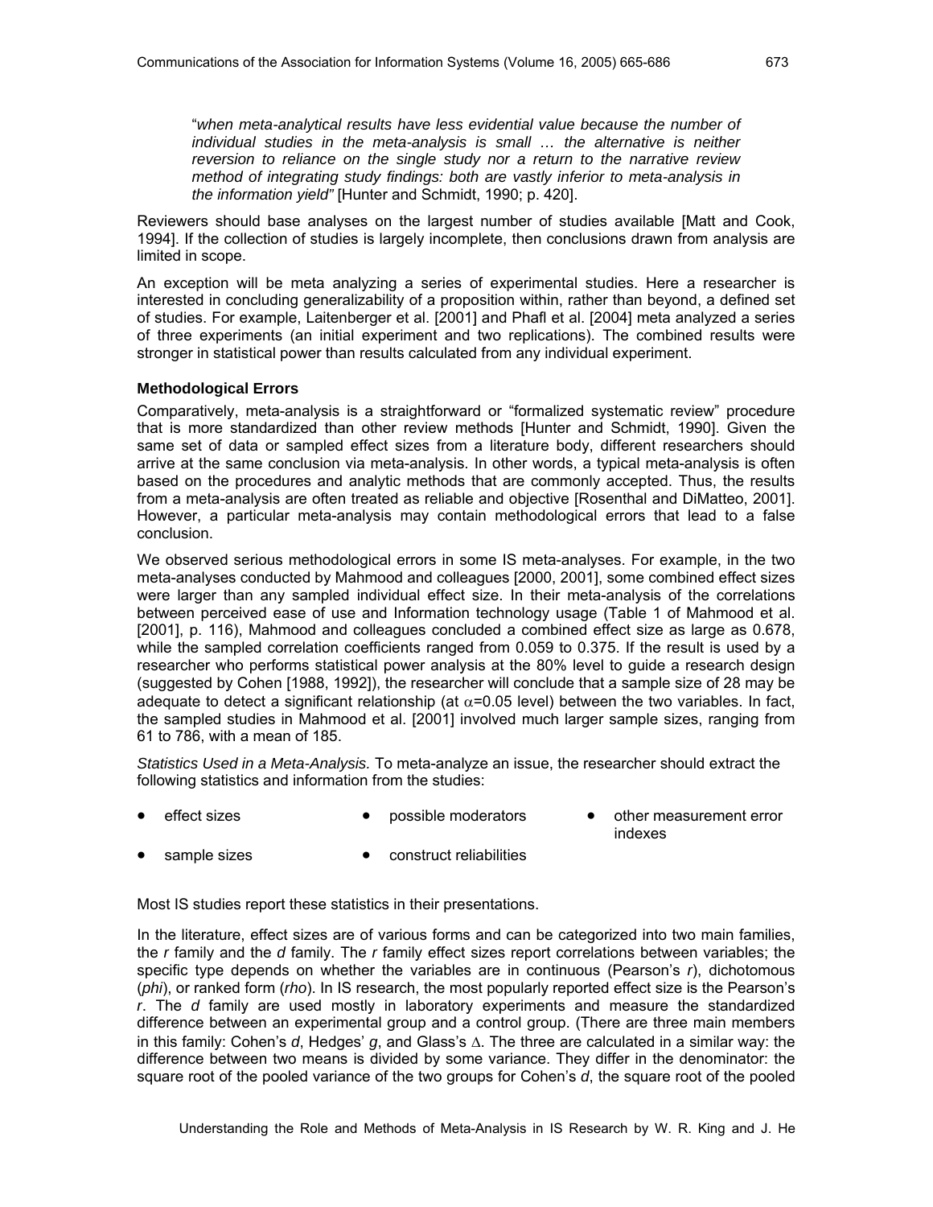"*when meta-analytical results have less evidential value because the number of individual studies in the meta-analysis is small … the alternative is neither reversion to reliance on the single study nor a return to the narrative review method of integrating study findings: both are vastly inferior to meta-analysis in the information yield"* [Hunter and Schmidt, 1990; p. 420].

Reviewers should base analyses on the largest number of studies available [Matt and Cook, 1994]. If the collection of studies is largely incomplete, then conclusions drawn from analysis are limited in scope.

An exception will be meta analyzing a series of experimental studies. Here a researcher is interested in concluding generalizability of a proposition within, rather than beyond, a defined set of studies. For example, Laitenberger et al. [2001] and Phafl et al. [2004] meta analyzed a series of three experiments (an initial experiment and two replications). The combined results were stronger in statistical power than results calculated from any individual experiment.

**Methodological Errors**

Comparatively, meta-analysis is a straightforward or "formalized systematic review" procedure that is more standardized than other review methods [Hunter and Schmidt, 1990]. Given the same set of data or sampled effect sizes from a literature body, different researchers should arrive at the same conclusion via meta-analysis. In other words, a typical meta-analysis is often based on the procedures and analytic methods that are commonly accepted. Thus, the results from a meta-analysis are often treated as reliable and objective [Rosenthal and DiMatteo, 2001]. However, a particular meta-analysis may contain methodological errors that lead to a false conclusion.

We observed serious methodological errors in some IS meta-analyses. For example, in the two meta-analyses conducted by Mahmood and colleagues [2000, 2001], some combined effect sizes were larger than any sampled individual effect size. In their meta-analysis of the correlations between perceived ease of use and Information technology usage (Table 1 of Mahmood et al. [2001], p. 116), Mahmood and colleagues concluded a combined effect size as large as 0.678, while the sampled correlation coefficients ranged from 0.059 to 0.375. If the result is used by a researcher who performs statistical power analysis at the 80% level to guide a research design (suggested by Cohen [1988, 1992]), the researcher will conclude that a sample size of 28 may be adequate to detect a significant relationship (at $\alpha$=0.05 level) between the two variables. In fact, the sampled studies in Mahmood et al. [2001] involved much larger sample sizes, ranging from 61 to 786, with a mean of 185.

*Statistics Used in a Meta-Analysis.* To meta-analyze an issue, the researcher should extract the following statistics and information from the studies:

- effect sizes
- possible moderators
- other measurement error indexes
- sample sizes
- construct reliabilities

Most IS studies report these statistics in their presentations.

In the literature, effect sizes are of various forms and can be categorized into two main families, the *r* family and the *d* family. The *r* family effect sizes report correlations between variables; the specific type depends on whether the variables are in continuous (Pearson's *r*), dichotomous (*phi*), or ranked form (*rho*). In IS research, the most popularly reported effect size is the Pearson's *r*. The *d* family are used mostly in laboratory experiments and measure the standardized difference between an experimental group and a control group. (There are three main members in this family: Cohen's *d*, Hedges' *g*, and Glass's $\Delta$. The three are calculated in a similar way: the difference between two means is divided by some variance. They differ in the denominator: the square root of the pooled variance of the two groups for Cohen's *d*, the square root of the pooled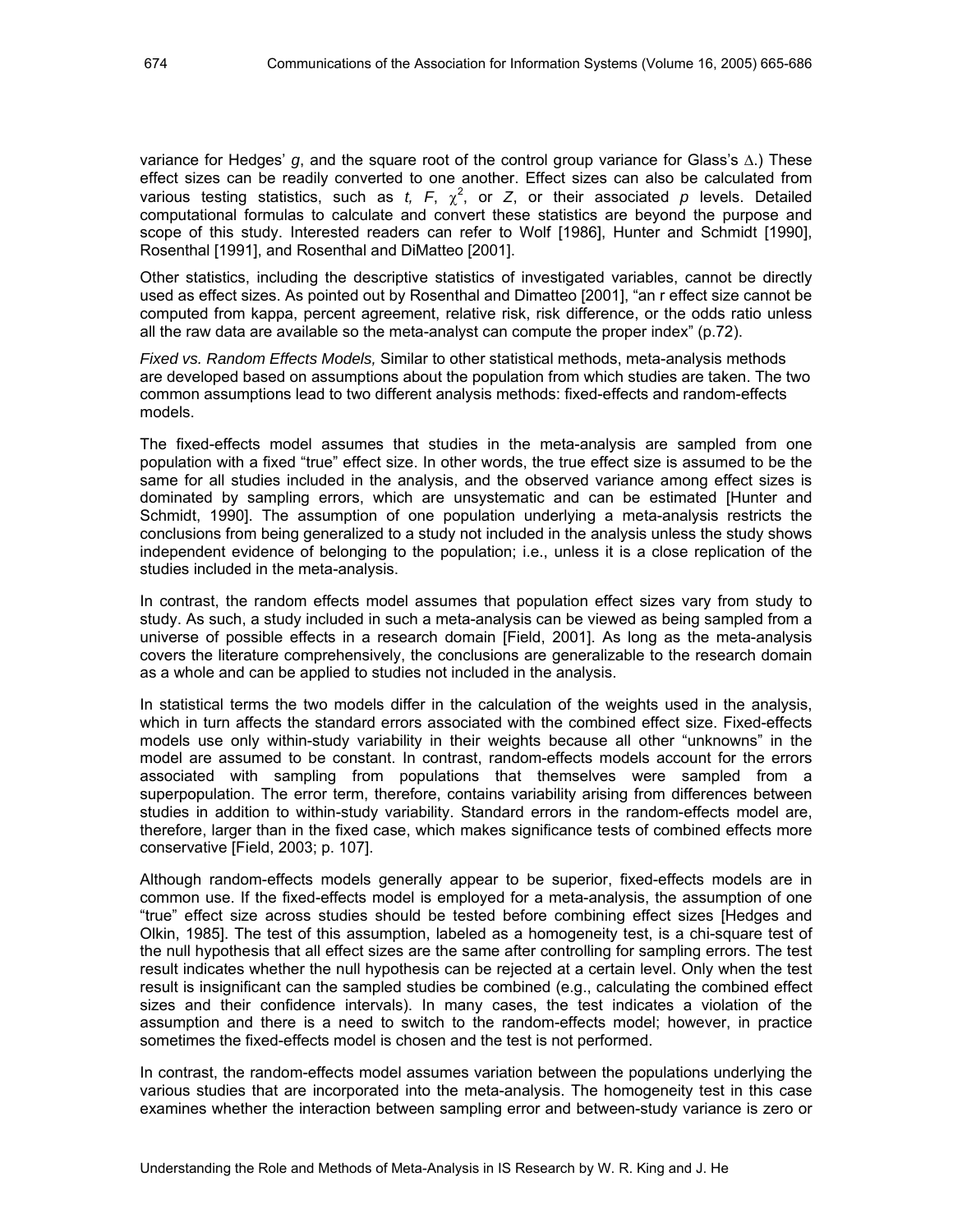variance for Hedges' *g*, and the square root of the control group variance for Glass's $\Delta$.) These effect sizes can be readily converted to one another. Effect sizes can also be calculated from various testing statistics, such as *t, F*, $\chi^2$, or *Z*, or their associated *p* levels. Detailed computational formulas to calculate and convert these statistics are beyond the purpose and scope of this study. Interested readers can refer to Wolf [1986], Hunter and Schmidt [1990], Rosenthal [1991], and Rosenthal and DiMatteo [2001].

Other statistics, including the descriptive statistics of investigated variables, cannot be directly used as effect sizes. As pointed out by Rosenthal and Dimatteo [2001], "an r effect size cannot be computed from kappa, percent agreement, relative risk, risk difference, or the odds ratio unless all the raw data are available so the meta-analyst can compute the proper index" (p.72).

*Fixed vs. Random Effects Models,* Similar to other statistical methods, meta-analysis methods are developed based on assumptions about the population from which studies are taken. The two common assumptions lead to two different analysis methods: fixed-effects and random-effects models.

The fixed-effects model assumes that studies in the meta-analysis are sampled from one population with a fixed "true" effect size. In other words, the true effect size is assumed to be the same for all studies included in the analysis, and the observed variance among effect sizes is dominated by sampling errors, which are unsystematic and can be estimated [Hunter and Schmidt, 1990]. The assumption of one population underlying a meta-analysis restricts the conclusions from being generalized to a study not included in the analysis unless the study shows independent evidence of belonging to the population; i.e., unless it is a close replication of the studies included in the meta-analysis.

In contrast, the random effects model assumes that population effect sizes vary from study to study. As such, a study included in such a meta-analysis can be viewed as being sampled from a universe of possible effects in a research domain [Field, 2001]. As long as the meta-analysis covers the literature comprehensively, the conclusions are generalizable to the research domain as a whole and can be applied to studies not included in the analysis.

In statistical terms the two models differ in the calculation of the weights used in the analysis, which in turn affects the standard errors associated with the combined effect size. Fixed-effects models use only within-study variability in their weights because all other "unknowns" in the model are assumed to be constant. In contrast, random-effects models account for the errors associated with sampling from populations that themselves were sampled from a superpopulation. The error term, therefore, contains variability arising from differences between studies in addition to within-study variability. Standard errors in the random-effects model are, therefore, larger than in the fixed case, which makes significance tests of combined effects more conservative [Field, 2003; p. 107].

Although random-effects models generally appear to be superior, fixed-effects models are in common use. If the fixed-effects model is employed for a meta-analysis, the assumption of one "true" effect size across studies should be tested before combining effect sizes [Hedges and Olkin, 1985]. The test of this assumption, labeled as a homogeneity test, is a chi-square test of the null hypothesis that all effect sizes are the same after controlling for sampling errors. The test result indicates whether the null hypothesis can be rejected at a certain level. Only when the test result is insignificant can the sampled studies be combined (e.g., calculating the combined effect sizes and their confidence intervals). In many cases, the test indicates a violation of the assumption and there is a need to switch to the random-effects model; however, in practice sometimes the fixed-effects model is chosen and the test is not performed.

In contrast, the random-effects model assumes variation between the populations underlying the various studies that are incorporated into the meta-analysis. The homogeneity test in this case examines whether the interaction between sampling error and between-study variance is zero or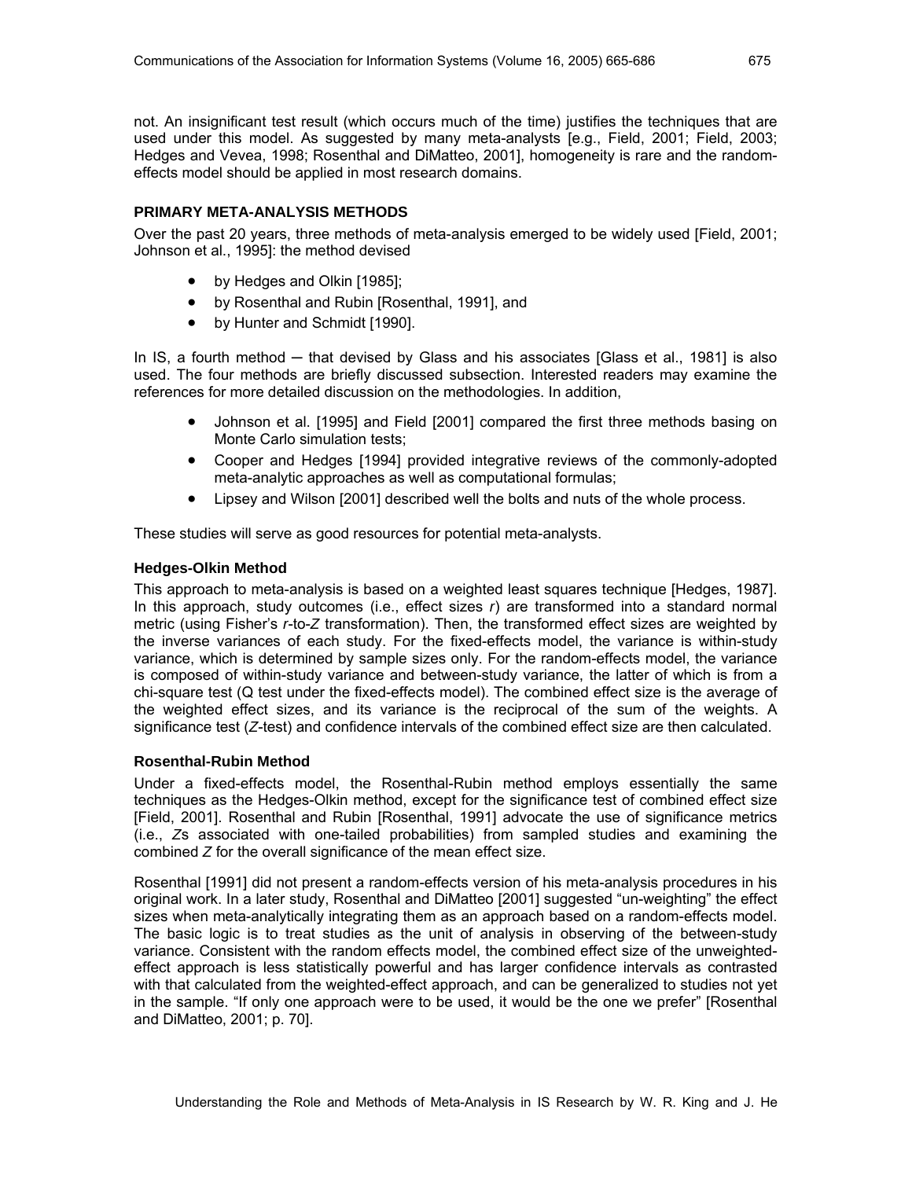not. An insignificant test result (which occurs much of the time) justifies the techniques that are used under this model. As suggested by many meta-analysts [e.g., Field, 2001; Field, 2003; Hedges and Vevea, 1998; Rosenthal and DiMatteo, 2001], homogeneity is rare and the random-effects model should be applied in most research domains.

### PRIMARY META-ANALYSIS METHODS

Over the past 20 years, three methods of meta-analysis emerged to be widely used [Field, 2001; Johnson et al., 1995]: the method devised

- by Hedges and Olkin [1985];
- by Rosenthal and Rubin [Rosenthal, 1991], and
- by Hunter and Schmidt [1990].

In IS, a fourth method ─ that devised by Glass and his associates [Glass et al., 1981] is also used. The four methods are briefly discussed subsection. Interested readers may examine the references for more detailed discussion on the methodologies. In addition,

- Johnson et al. [1995] and Field [2001] compared the first three methods basing on Monte Carlo simulation tests;
- Cooper and Hedges [1994] provided integrative reviews of the commonly-adopted meta-analytic approaches as well as computational formulas;
- Lipsey and Wilson [2001] described well the bolts and nuts of the whole process.

These studies will serve as good resources for potential meta-analysts.

#### Hedges-Olkin Method

This approach to meta-analysis is based on a weighted least squares technique [Hedges, 1987]. In this approach, study outcomes (i.e., effect sizes $r$) are transformed into a standard normal metric (using Fisher's $r$-to-$Z$ transformation). Then, the transformed effect sizes are weighted by the inverse variances of each study. For the fixed-effects model, the variance is within-study variance, which is determined by sample sizes only. For the random-effects model, the variance is composed of within-study variance and between-study variance, the latter of which is from a chi-square test (Q test under the fixed-effects model). The combined effect size is the average of the weighted effect sizes, and its variance is the reciprocal of the sum of the weights. A significance test ($Z$-test) and confidence intervals of the combined effect size are then calculated.

#### Rosenthal-Rubin Method

Under a fixed-effects model, the Rosenthal-Rubin method employs essentially the same techniques as the Hedges-Olkin method, except for the significance test of combined effect size [Field, 2001]. Rosenthal and Rubin [Rosenthal, 1991] advocate the use of significance metrics (i.e., $Z$s associated with one-tailed probabilities) from sampled studies and examining the combined $Z$ for the overall significance of the mean effect size.

Rosenthal [1991] did not present a random-effects version of his meta-analysis procedures in his original work. In a later study, Rosenthal and DiMatteo [2001] suggested "un-weighting" the effect sizes when meta-analytically integrating them as an approach based on a random-effects model. The basic logic is to treat studies as the unit of analysis in observing of the between-study variance. Consistent with the random effects model, the combined effect size of the unweighted-effect approach is less statistically powerful and has larger confidence intervals as contrasted with that calculated from the weighted-effect approach, and can be generalized to studies not yet in the sample. "If only one approach were to be used, it would be the one we prefer" [Rosenthal and DiMatteo, 2001; p. 70].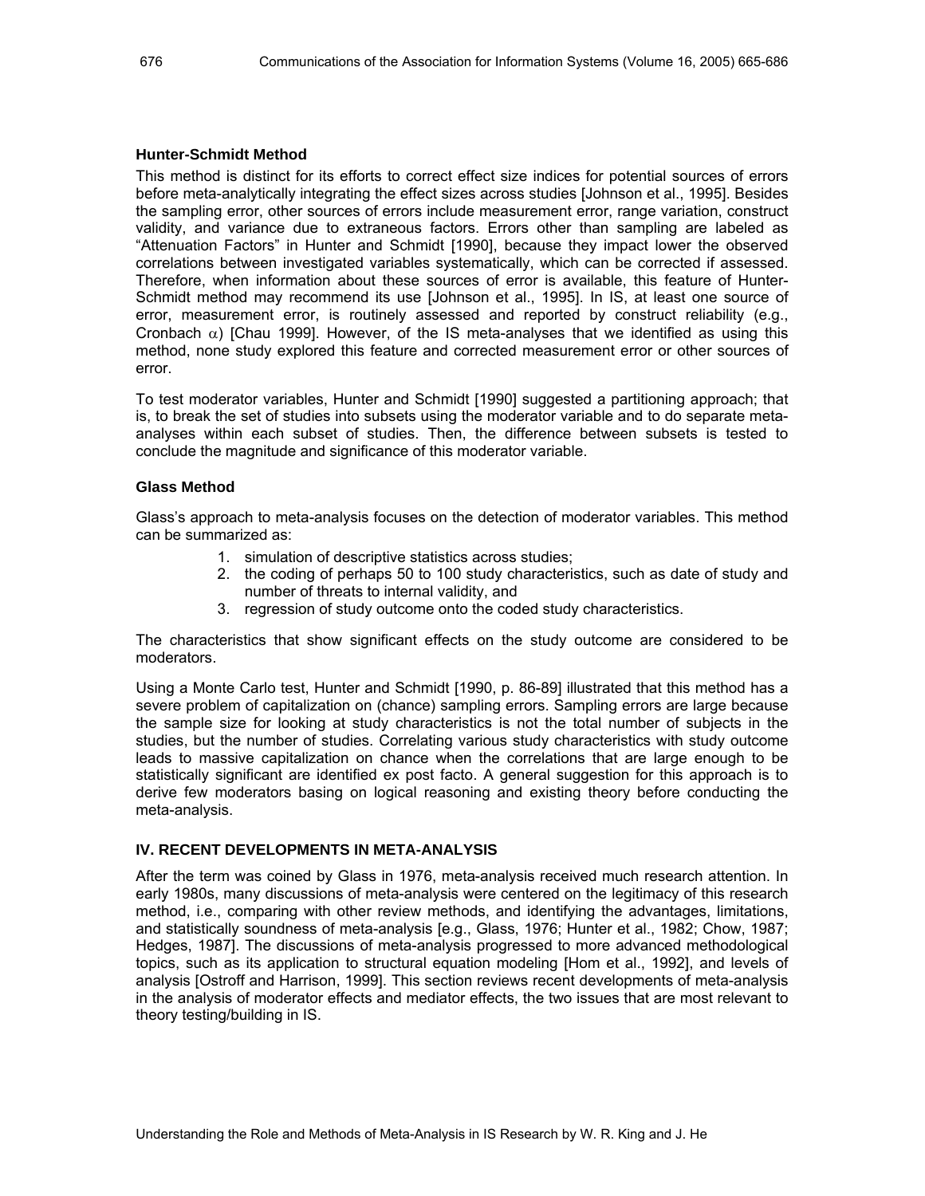### Hunter-Schmidt Method

This method is distinct for its efforts to correct effect size indices for potential sources of errors before meta-analytically integrating the effect sizes across studies [Johnson et al., 1995]. Besides the sampling error, other sources of errors include measurement error, range variation, construct validity, and variance due to extraneous factors. Errors other than sampling are labeled as "Attenuation Factors" in Hunter and Schmidt [1990], because they impact lower the observed correlations between investigated variables systematically, which can be corrected if assessed. Therefore, when information about these sources of error is available, this feature of Hunter-Schmidt method may recommend its use [Johnson et al., 1995]. In IS, at least one source of error, measurement error, is routinely assessed and reported by construct reliability (e.g., Cronbach $\alpha$) [Chau 1999]. However, of the IS meta-analyses that we identified as using this method, none study explored this feature and corrected measurement error or other sources of error.

To test moderator variables, Hunter and Schmidt [1990] suggested a partitioning approach; that is, to break the set of studies into subsets using the moderator variable and to do separate meta-analyses within each subset of studies. Then, the difference between subsets is tested to conclude the magnitude and significance of this moderator variable.

### Glass Method

Glass's approach to meta-analysis focuses on the detection of moderator variables. This method can be summarized as:

1. simulation of descriptive statistics across studies;
2. the coding of perhaps 50 to 100 study characteristics, such as date of study and number of threats to internal validity, and
3. regression of study outcome onto the coded study characteristics.

The characteristics that show significant effects on the study outcome are considered to be moderators.

Using a Monte Carlo test, Hunter and Schmidt [1990, p. 86-89] illustrated that this method has a severe problem of capitalization on (chance) sampling errors. Sampling errors are large because the sample size for looking at study characteristics is not the total number of subjects in the studies, but the number of studies. Correlating various study characteristics with study outcome leads to massive capitalization on chance when the correlations that are large enough to be statistically significant are identified ex post facto. A general suggestion for this approach is to derive few moderators basing on logical reasoning and existing theory before conducting the meta-analysis.

## IV. RECENT DEVELOPMENTS IN META-ANALYSIS

After the term was coined by Glass in 1976, meta-analysis received much research attention. In early 1980s, many discussions of meta-analysis were centered on the legitimacy of this research method, i.e., comparing with other review methods, and identifying the advantages, limitations, and statistically soundness of meta-analysis [e.g., Glass, 1976; Hunter et al., 1982; Chow, 1987; Hedges, 1987]. The discussions of meta-analysis progressed to more advanced methodological topics, such as its application to structural equation modeling [Hom et al., 1992], and levels of analysis [Ostroff and Harrison, 1999]. This section reviews recent developments of meta-analysis in the analysis of moderator effects and mediator effects, the two issues that are most relevant to theory testing/building in IS.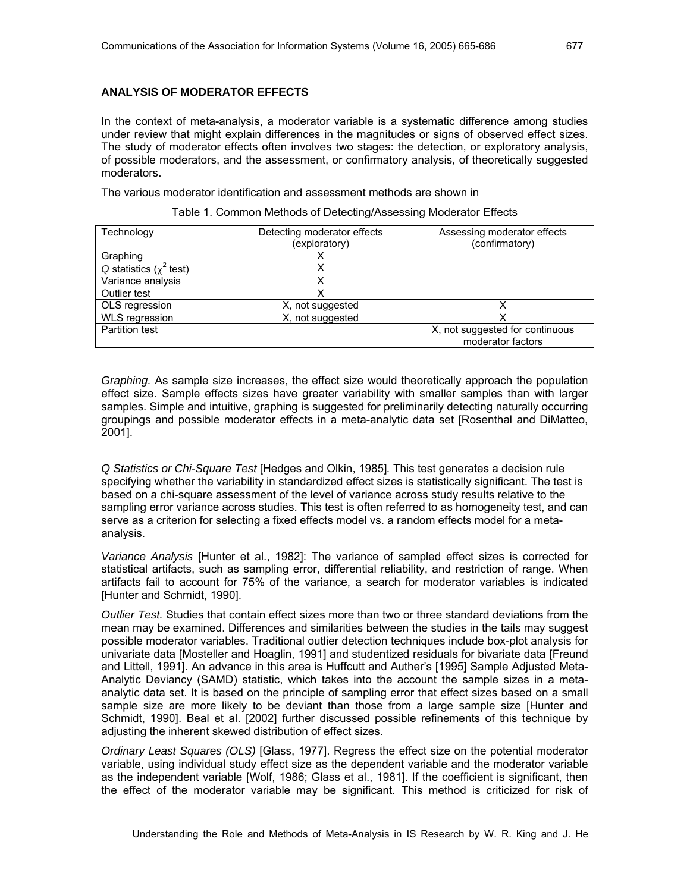### ANALYSIS OF MODERATOR EFFECTS

In the context of meta-analysis, a moderator variable is a systematic difference among studies under review that might explain differences in the magnitudes or signs of observed effect sizes. The study of moderator effects often involves two stages: the detection, or exploratory analysis, of possible moderators, and the assessment, or confirmatory analysis, of theoretically suggested moderators.

The various moderator identification and assessment methods are shown in

Table 1. Common Methods of Detecting/Assessing Moderator Effects

| Technology | Detecting moderator effects (exploratory) | Assessing moderator effects (confirmatory) |
|---|---|---|
| Graphing | X | |
| *Q* statistics ($\chi^2$ test) | X | |
| Variance analysis | X | |
| Outlier test | X | |
| OLS regression | X, not suggested | X |
| WLS regression | X, not suggested | X |
| Partition test | | X, not suggested for continuous moderator factors |

*Graphing.* As sample size increases, the effect size would theoretically approach the population effect size. Sample effects sizes have greater variability with smaller samples than with larger samples. Simple and intuitive, graphing is suggested for preliminarily detecting naturally occurring groupings and possible moderator effects in a meta-analytic data set [Rosenthal and DiMatteo, 2001].

*Q Statistics or Chi-Square Test* [Hedges and Olkin, 1985]*.* This test generates a decision rule specifying whether the variability in standardized effect sizes is statistically significant. The test is based on a chi-square assessment of the level of variance across study results relative to the sampling error variance across studies. This test is often referred to as homogeneity test, and can serve as a criterion for selecting a fixed effects model vs. a random effects model for a meta-analysis.

*Variance Analysis* [Hunter et al., 1982]: The variance of sampled effect sizes is corrected for statistical artifacts, such as sampling error, differential reliability, and restriction of range. When artifacts fail to account for 75% of the variance, a search for moderator variables is indicated [Hunter and Schmidt, 1990].

*Outlier Test.* Studies that contain effect sizes more than two or three standard deviations from the mean may be examined. Differences and similarities between the studies in the tails may suggest possible moderator variables. Traditional outlier detection techniques include box-plot analysis for univariate data [Mosteller and Hoaglin, 1991] and studentized residuals for bivariate data [Freund and Littell, 1991]. An advance in this area is Huffcutt and Auther's [1995] Sample Adjusted Meta-Analytic Deviancy (SAMD) statistic, which takes into the account the sample sizes in a meta-analytic data set. It is based on the principle of sampling error that effect sizes based on a small sample size are more likely to be deviant than those from a large sample size [Hunter and Schmidt, 1990]. Beal et al. [2002] further discussed possible refinements of this technique by adjusting the inherent skewed distribution of effect sizes.

*Ordinary Least Squares (OLS)* [Glass, 1977]. Regress the effect size on the potential moderator variable, using individual study effect size as the dependent variable and the moderator variable as the independent variable [Wolf, 1986; Glass et al., 1981]. If the coefficient is significant, then the effect of the moderator variable may be significant. This method is criticized for risk of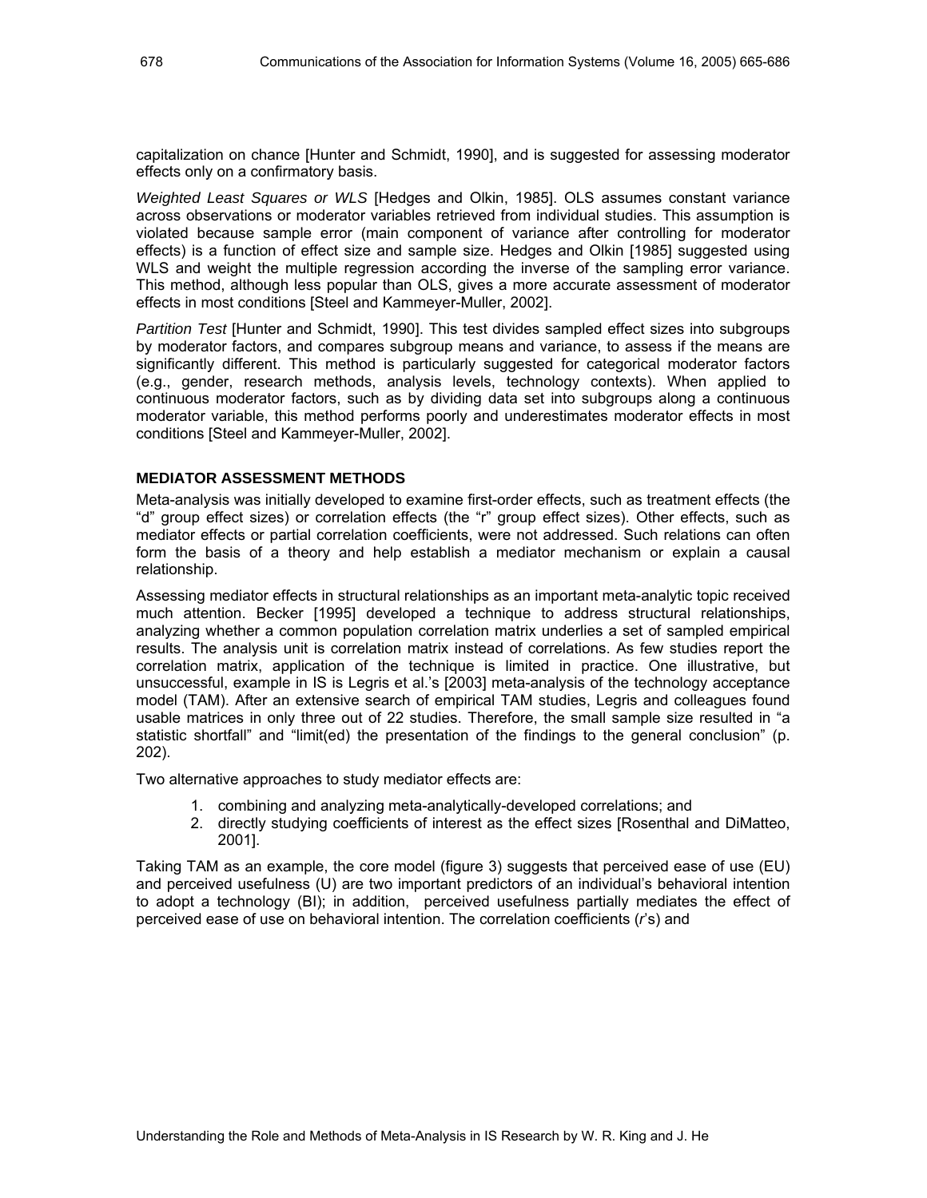capitalization on chance [Hunter and Schmidt, 1990], and is suggested for assessing moderator effects only on a confirmatory basis.

*Weighted Least Squares or WLS* [Hedges and Olkin, 1985]. OLS assumes constant variance across observations or moderator variables retrieved from individual studies. This assumption is violated because sample error (main component of variance after controlling for moderator effects) is a function of effect size and sample size. Hedges and Olkin [1985] suggested using WLS and weight the multiple regression according the inverse of the sampling error variance. This method, although less popular than OLS, gives a more accurate assessment of moderator effects in most conditions [Steel and Kammeyer-Muller, 2002].

*Partition Test* [Hunter and Schmidt, 1990]. This test divides sampled effect sizes into subgroups by moderator factors, and compares subgroup means and variance, to assess if the means are significantly different. This method is particularly suggested for categorical moderator factors (e.g., gender, research methods, analysis levels, technology contexts). When applied to continuous moderator factors, such as by dividing data set into subgroups along a continuous moderator variable, this method performs poorly and underestimates moderator effects in most conditions [Steel and Kammeyer-Muller, 2002].

### MEDIATOR ASSESSMENT METHODS

Meta-analysis was initially developed to examine first-order effects, such as treatment effects (the "d" group effect sizes) or correlation effects (the "r" group effect sizes). Other effects, such as mediator effects or partial correlation coefficients, were not addressed. Such relations can often form the basis of a theory and help establish a mediator mechanism or explain a causal relationship.

Assessing mediator effects in structural relationships as an important meta-analytic topic received much attention. Becker [1995] developed a technique to address structural relationships, analyzing whether a common population correlation matrix underlies a set of sampled empirical results. The analysis unit is correlation matrix instead of correlations. As few studies report the correlation matrix, application of the technique is limited in practice. One illustrative, but unsuccessful, example in IS is Legris et al.'s [2003] meta-analysis of the technology acceptance model (TAM). After an extensive search of empirical TAM studies, Legris and colleagues found usable matrices in only three out of 22 studies. Therefore, the small sample size resulted in "a statistic shortfall" and "limit(ed) the presentation of the findings to the general conclusion" (p. 202).

Two alternative approaches to study mediator effects are:

1. combining and analyzing meta-analytically-developed correlations; and
2. directly studying coefficients of interest as the effect sizes [Rosenthal and DiMatteo, 2001].

Taking TAM as an example, the core model (figure 3) suggests that perceived ease of use (EU) and perceived usefulness (U) are two important predictors of an individual's behavioral intention to adopt a technology (BI); in addition, perceived usefulness partially mediates the effect of perceived ease of use on behavioral intention. The correlation coefficients ($r$'s) and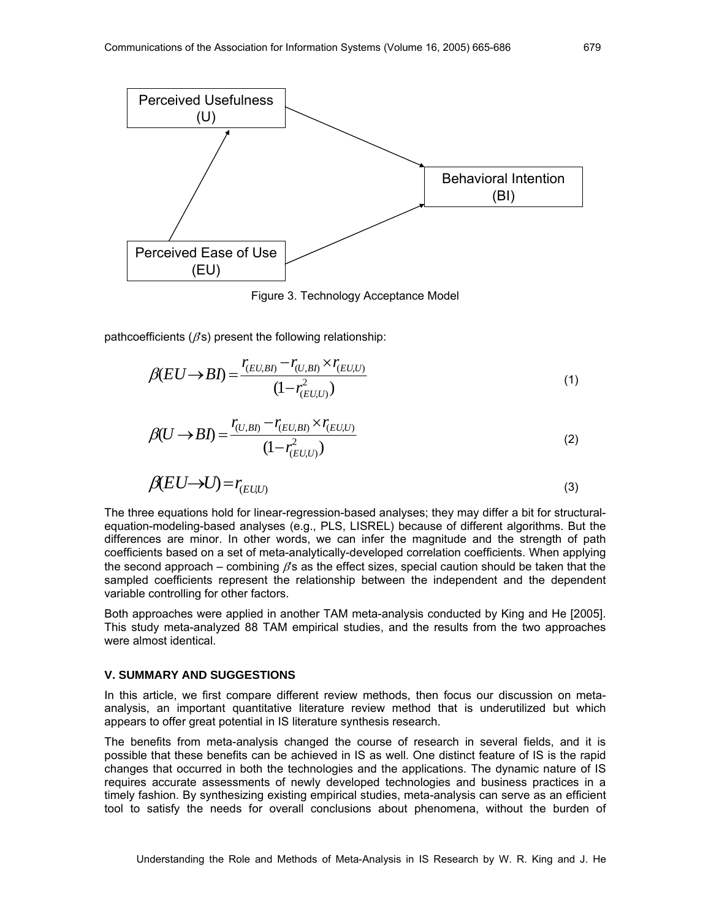Figure 3. Technology Acceptance Model

pathcoefficients ($\beta$s) present the following relationship:

$$\beta(EU \rightarrow BI) = \frac{r_{(EU,BI)} - r_{(U,BI)} \times r_{(EU,U)}}{(1 - r^2_{(EU,U)})} \tag{1}$$

$$\beta(U \rightarrow BI) = \frac{r_{(U,BI)} - r_{(EU,BI)} \times r_{(EU,U)}}{(1 - r^2_{(EU,U)})} \tag{2}$$

$$\beta(EU \rightarrow U) = r_{(EU,U)} \tag{3}$$

The three equations hold for linear-regression-based analyses; they may differ a bit for structural-equation-modeling-based analyses (e.g., PLS, LISREL) because of different algorithms. But the differences are minor. In other words, we can infer the magnitude and the strength of path coefficients based on a set of meta-analytically-developed correlation coefficients. When applying the second approach – combining $\beta$'s as the effect sizes, special caution should be taken that the sampled coefficients represent the relationship between the independent and the dependent variable controlling for other factors.

Both approaches were applied in another TAM meta-analysis conducted by King and He [2005]. This study meta-analyzed 88 TAM empirical studies, and the results from the two approaches were almost identical.

### V. SUMMARY AND SUGGESTIONS

In this article, we first compare different review methods, then focus our discussion on meta-analysis, an important quantitative literature review method that is underutilized but which appears to offer great potential in IS literature synthesis research.

The benefits from meta-analysis changed the course of research in several fields, and it is possible that these benefits can be achieved in IS as well. One distinct feature of IS is the rapid changes that occurred in both the technologies and the applications. The dynamic nature of IS requires accurate assessments of newly developed technologies and business practices in a timely fashion. By synthesizing existing empirical studies, meta-analysis can serve as an efficient tool to satisfy the needs for overall conclusions about phenomena, without the burden of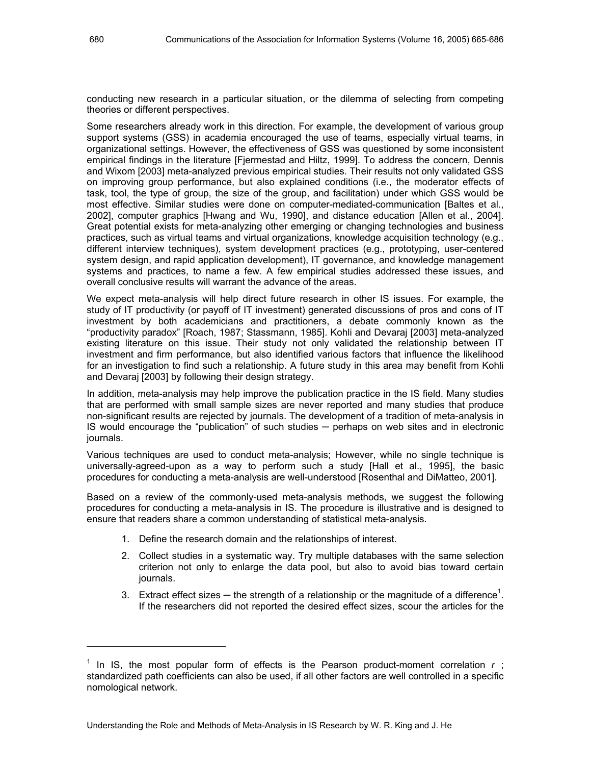conducting new research in a particular situation, or the dilemma of selecting from competing theories or different perspectives.

Some researchers already work in this direction. For example, the development of various group support systems (GSS) in academia encouraged the use of teams, especially virtual teams, in organizational settings. However, the effectiveness of GSS was questioned by some inconsistent empirical findings in the literature [Fjermestad and Hiltz, 1999]. To address the concern, Dennis and Wixom [2003] meta-analyzed previous empirical studies. Their results not only validated GSS on improving group performance, but also explained conditions (i.e., the moderator effects of task, tool, the type of group, the size of the group, and facilitation) under which GSS would be most effective. Similar studies were done on computer-mediated-communication [Baltes et al., 2002], computer graphics [Hwang and Wu, 1990], and distance education [Allen et al., 2004]. Great potential exists for meta-analyzing other emerging or changing technologies and business practices, such as virtual teams and virtual organizations, knowledge acquisition technology (e.g., different interview techniques), system development practices (e.g., prototyping, user-centered system design, and rapid application development), IT governance, and knowledge management systems and practices, to name a few. A few empirical studies addressed these issues, and overall conclusive results will warrant the advance of the areas.

We expect meta-analysis will help direct future research in other IS issues. For example, the study of IT productivity (or payoff of IT investment) generated discussions of pros and cons of IT investment by both academicians and practitioners, a debate commonly known as the "productivity paradox" [Roach, 1987; Stassmann, 1985]. Kohli and Devaraj [2003] meta-analyzed existing literature on this issue. Their study not only validated the relationship between IT investment and firm performance, but also identified various factors that influence the likelihood for an investigation to find such a relationship. A future study in this area may benefit from Kohli and Devaraj [2003] by following their design strategy.

In addition, meta-analysis may help improve the publication practice in the IS field. Many studies that are performed with small sample sizes are never reported and many studies that produce non-significant results are rejected by journals. The development of a tradition of meta-analysis in IS would encourage the "publication" of such studies ─ perhaps on web sites and in electronic journals.

Various techniques are used to conduct meta-analysis; However, while no single technique is universally-agreed-upon as a way to perform such a study [Hall et al., 1995], the basic procedures for conducting a meta-analysis are well-understood [Rosenthal and DiMatteo, 2001].

Based on a review of the commonly-used meta-analysis methods, we suggest the following procedures for conducting a meta-analysis in IS. The procedure is illustrative and is designed to ensure that readers share a common understanding of statistical meta-analysis.

1. Define the research domain and the relationships of interest.
2. Collect studies in a systematic way. Try multiple databases with the same selection criterion not only to enlarge the data pool, but also to avoid bias toward certain journals.
3. Extract effect sizes ─ the strength of a relationship or the magnitude of a difference[1]. If the researchers did not reported the desired effect sizes, scour the articles for the

---

[1] In IS, the most popular form of effects is the Pearson product-moment correlation $r$ ; standardized path coefficients can also be used, if all other factors are well controlled in a specific nomological network.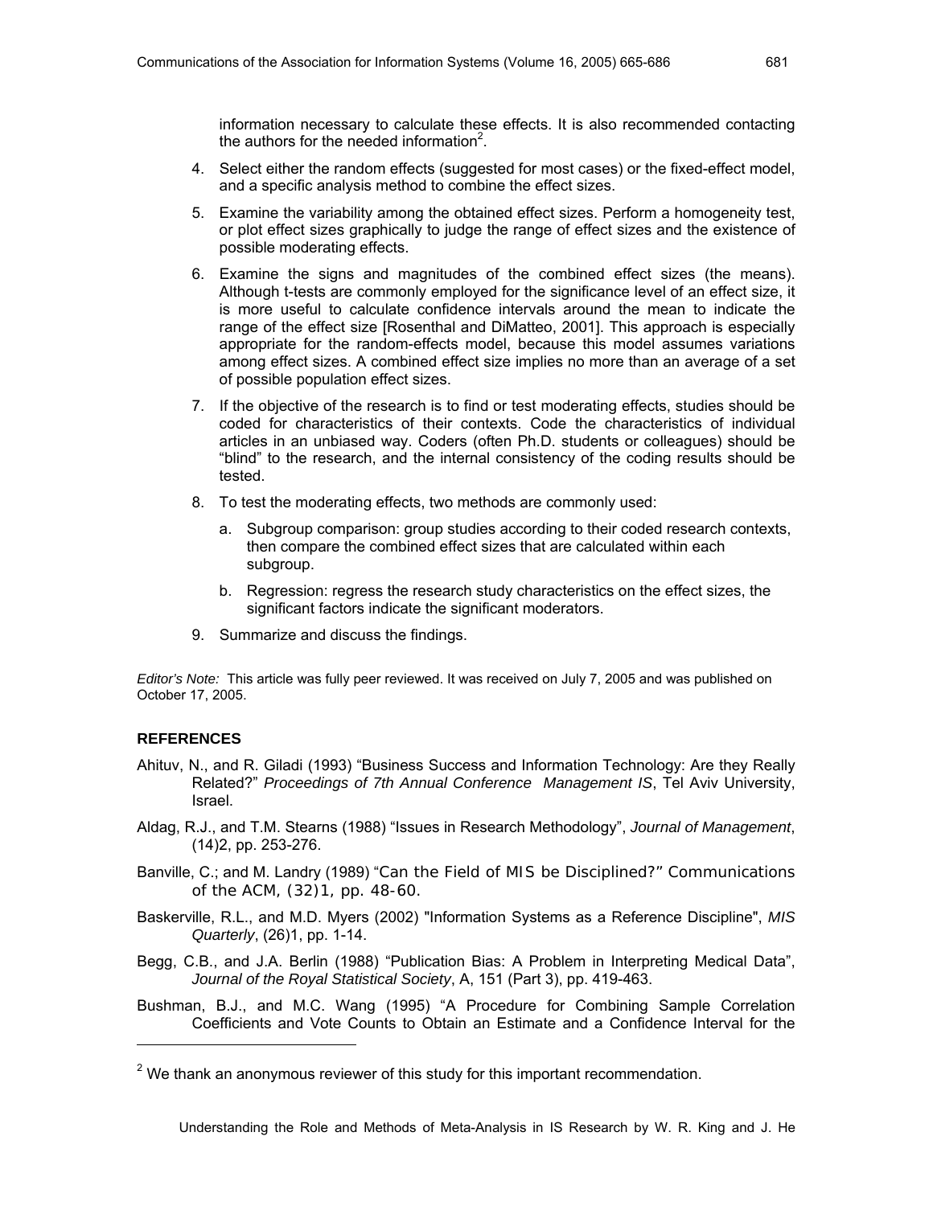information necessary to calculate these effects. It is also recommended contacting the authors for the needed information[2].

4. Select either the random effects (suggested for most cases) or the fixed-effect model, and a specific analysis method to combine the effect sizes.

5. Examine the variability among the obtained effect sizes. Perform a homogeneity test, or plot effect sizes graphically to judge the range of effect sizes and the existence of possible moderating effects.

6. Examine the signs and magnitudes of the combined effect sizes (the means). Although t-tests are commonly employed for the significance level of an effect size, it is more useful to calculate confidence intervals around the mean to indicate the range of the effect size [Rosenthal and DiMatteo, 2001]. This approach is especially appropriate for the random-effects model, because this model assumes variations among effect sizes. A combined effect size implies no more than an average of a set of possible population effect sizes.

7. If the objective of the research is to find or test moderating effects, studies should be coded for characteristics of their contexts. Code the characteristics of individual articles in an unbiased way. Coders (often Ph.D. students or colleagues) should be "blind" to the research, and the internal consistency of the coding results should be tested.

8. To test the moderating effects, two methods are commonly used:

   a. Subgroup comparison: group studies according to their coded research contexts, then compare the combined effect sizes that are calculated within each subgroup.

   b. Regression: regress the research study characteristics on the effect sizes, the significant factors indicate the significant moderators.

9. Summarize and discuss the findings.

*Editor's Note:* This article was fully peer reviewed. It was received on July 7, 2005 and was published on October 17, 2005.

## REFERENCES

Ahituv, N., and R. Giladi (1993) "Business Success and Information Technology: Are they Really Related?" *Proceedings of 7th Annual Conference Management IS*, Tel Aviv University, Israel.

Aldag, R.J., and T.M. Stearns (1988) "Issues in Research Methodology", *Journal of Management*, (14)2, pp. 253-276.

Banville, C.; and M. Landry (1989) "Can the Field of MIS be Disciplined?" Communications of the ACM, (32)1, pp. 48-60.

Baskerville, R.L., and M.D. Myers (2002) "Information Systems as a Reference Discipline", *MIS Quarterly*, (26)1, pp. 1-14.

Begg, C.B., and J.A. Berlin (1988) "Publication Bias: A Problem in Interpreting Medical Data", *Journal of the Royal Statistical Society*, A, 151 (Part 3), pp. 419-463.

Bushman, B.J., and M.C. Wang (1995) "A Procedure for Combining Sample Correlation Coefficients and Vote Counts to Obtain an Estimate and a Confidence Interval for the

[2] We thank an anonymous reviewer of this study for this important recommendation.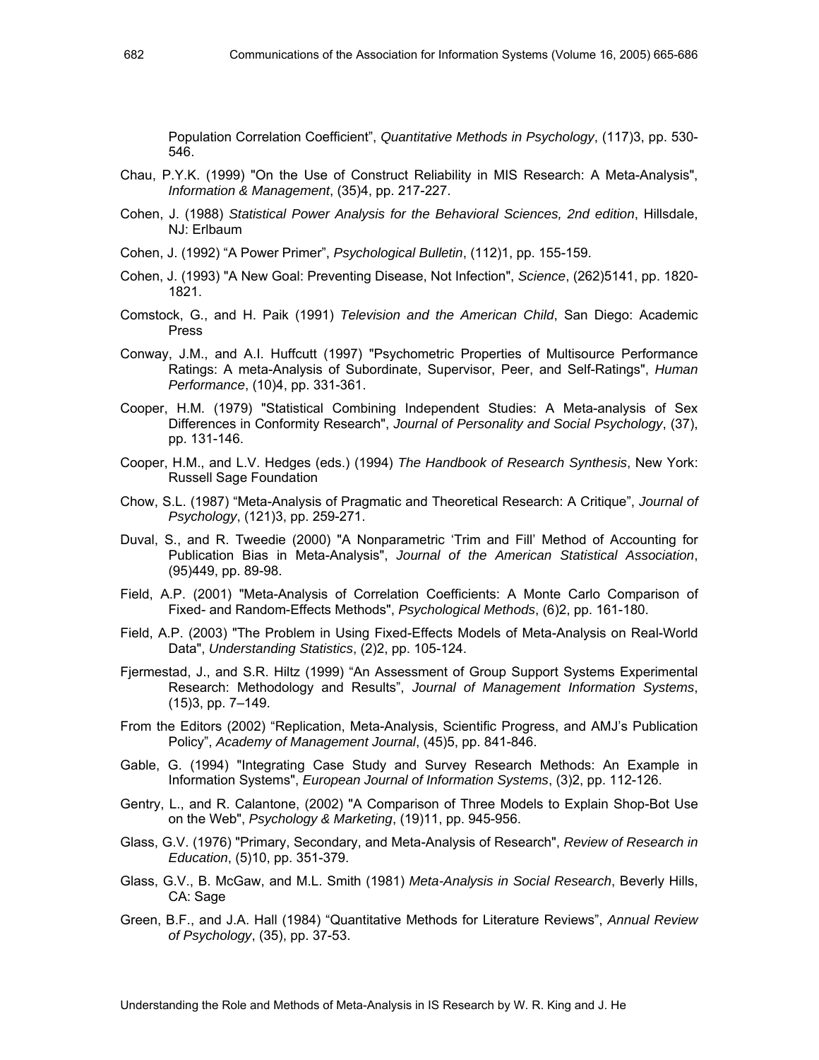Population Correlation Coefficient", *Quantitative Methods in Psychology*, (117)3, pp. 530-546.

Chau, P.Y.K. (1999) "On the Use of Construct Reliability in MIS Research: A Meta-Analysis", *Information & Management*, (35)4, pp. 217-227.

Cohen, J. (1988) *Statistical Power Analysis for the Behavioral Sciences, 2nd edition*, Hillsdale, NJ: Erlbaum

Cohen, J. (1992) "A Power Primer", *Psychological Bulletin*, (112)1, pp. 155-159.

Cohen, J. (1993) "A New Goal: Preventing Disease, Not Infection", *Science*, (262)5141, pp. 1820-1821.

Comstock, G., and H. Paik (1991) *Television and the American Child*, San Diego: Academic Press

Conway, J.M., and A.I. Huffcutt (1997) "Psychometric Properties of Multisource Performance Ratings: A meta-Analysis of Subordinate, Supervisor, Peer, and Self-Ratings", *Human Performance*, (10)4, pp. 331-361.

Cooper, H.M. (1979) "Statistical Combining Independent Studies: A Meta-analysis of Sex Differences in Conformity Research", *Journal of Personality and Social Psychology*, (37), pp. 131-146.

Cooper, H.M., and L.V. Hedges (eds.) (1994) *The Handbook of Research Synthesis*, New York: Russell Sage Foundation

Chow, S.L. (1987) "Meta-Analysis of Pragmatic and Theoretical Research: A Critique", *Journal of Psychology*, (121)3, pp. 259-271.

Duval, S., and R. Tweedie (2000) "A Nonparametric 'Trim and Fill' Method of Accounting for Publication Bias in Meta-Analysis", *Journal of the American Statistical Association*, (95)449, pp. 89-98.

Field, A.P. (2001) "Meta-Analysis of Correlation Coefficients: A Monte Carlo Comparison of Fixed- and Random-Effects Methods", *Psychological Methods*, (6)2, pp. 161-180.

Field, A.P. (2003) "The Problem in Using Fixed-Effects Models of Meta-Analysis on Real-World Data", *Understanding Statistics*, (2)2, pp. 105-124.

Fjermestad, J., and S.R. Hiltz (1999) "An Assessment of Group Support Systems Experimental Research: Methodology and Results", *Journal of Management Information Systems*, (15)3, pp. 7–149.

From the Editors (2002) "Replication, Meta-Analysis, Scientific Progress, and AMJ's Publication Policy", *Academy of Management Journal*, (45)5, pp. 841-846.

Gable, G. (1994) "Integrating Case Study and Survey Research Methods: An Example in Information Systems", *European Journal of Information Systems*, (3)2, pp. 112-126.

Gentry, L., and R. Calantone, (2002) "A Comparison of Three Models to Explain Shop-Bot Use on the Web", *Psychology & Marketing*, (19)11, pp. 945-956.

Glass, G.V. (1976) "Primary, Secondary, and Meta-Analysis of Research", *Review of Research in Education*, (5)10, pp. 351-379.

Glass, G.V., B. McGaw, and M.L. Smith (1981) *Meta-Analysis in Social Research*, Beverly Hills, CA: Sage

Green, B.F., and J.A. Hall (1984) "Quantitative Methods for Literature Reviews", *Annual Review of Psychology*, (35), pp. 37-53.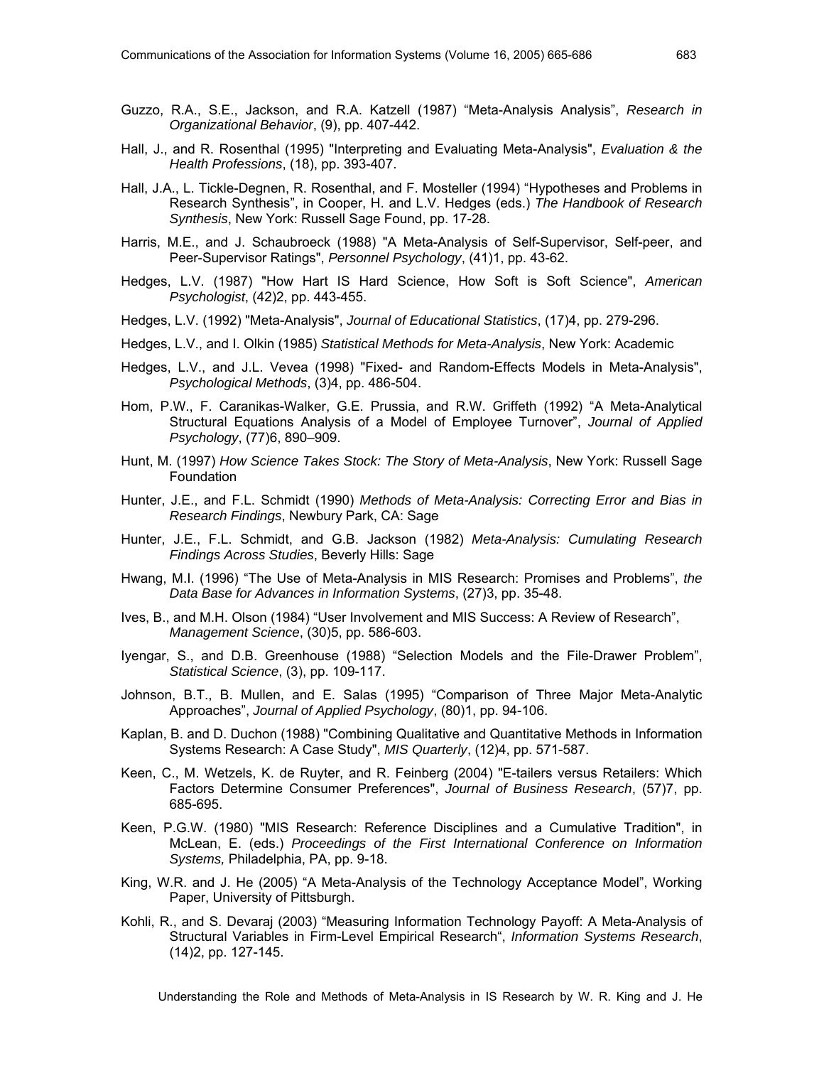Guzzo, R.A., S.E., Jackson, and R.A. Katzell (1987) “Meta-Analysis Analysis”, *Research in Organizational Behavior*, (9), pp. 407-442.

Hall, J., and R. Rosenthal (1995) "Interpreting and Evaluating Meta-Analysis", *Evaluation & the Health Professions*, (18), pp. 393-407.

Hall, J.A., L. Tickle-Degnen, R. Rosenthal, and F. Mosteller (1994) “Hypotheses and Problems in Research Synthesis”, in Cooper, H. and L.V. Hedges (eds.) *The Handbook of Research Synthesis*, New York: Russell Sage Found, pp. 17-28.

Harris, M.E., and J. Schaubroeck (1988) "A Meta-Analysis of Self-Supervisor, Self-peer, and Peer-Supervisor Ratings", *Personnel Psychology*, (41)1, pp. 43-62.

Hedges, L.V. (1987) "How Hart IS Hard Science, How Soft is Soft Science", *American Psychologist*, (42)2, pp. 443-455.

Hedges, L.V. (1992) "Meta-Analysis", *Journal of Educational Statistics*, (17)4, pp. 279-296.

Hedges, L.V., and I. Olkin (1985) *Statistical Methods for Meta-Analysis*, New York: Academic

Hedges, L.V., and J.L. Vevea (1998) "Fixed- and Random-Effects Models in Meta-Analysis", *Psychological Methods*, (3)4, pp. 486-504.

Hom, P.W., F. Caranikas-Walker, G.E. Prussia, and R.W. Griffeth (1992) “A Meta-Analytical Structural Equations Analysis of a Model of Employee Turnover”, *Journal of Applied Psychology*, (77)6, 890–909.

Hunt, M. (1997) *How Science Takes Stock: The Story of Meta-Analysis*, New York: Russell Sage Foundation

Hunter, J.E., and F.L. Schmidt (1990) *Methods of Meta-Analysis: Correcting Error and Bias in Research Findings*, Newbury Park, CA: Sage

Hunter, J.E., F.L. Schmidt, and G.B. Jackson (1982) *Meta-Analysis: Cumulating Research Findings Across Studies*, Beverly Hills: Sage

Hwang, M.I. (1996) “The Use of Meta-Analysis in MIS Research: Promises and Problems”, *the Data Base for Advances in Information Systems*, (27)3, pp. 35-48.

Ives, B., and M.H. Olson (1984) “User Involvement and MIS Success: A Review of Research”, *Management Science*, (30)5, pp. 586-603.

Iyengar, S., and D.B. Greenhouse (1988) “Selection Models and the File-Drawer Problem”, *Statistical Science*, (3), pp. 109-117.

Johnson, B.T., B. Mullen, and E. Salas (1995) “Comparison of Three Major Meta-Analytic Approaches”, *Journal of Applied Psychology*, (80)1, pp. 94-106.

Kaplan, B. and D. Duchon (1988) "Combining Qualitative and Quantitative Methods in Information Systems Research: A Case Study", *MIS Quarterly*, (12)4, pp. 571-587.

Keen, C., M. Wetzels, K. de Ruyter, and R. Feinberg (2004) "E-tailers versus Retailers: Which Factors Determine Consumer Preferences", *Journal of Business Research*, (57)7, pp. 685-695.

Keen, P.G.W. (1980) "MIS Research: Reference Disciplines and a Cumulative Tradition", in McLean, E. (eds.) *Proceedings of the First International Conference on Information Systems,* Philadelphia, PA, pp. 9-18.

King, W.R. and J. He (2005) “A Meta-Analysis of the Technology Acceptance Model”, Working Paper, University of Pittsburgh.

Kohli, R., and S. Devaraj (2003) “Measuring Information Technology Payoff: A Meta-Analysis of Structural Variables in Firm-Level Empirical Research“, *Information Systems Research*, (14)2, pp. 127-145.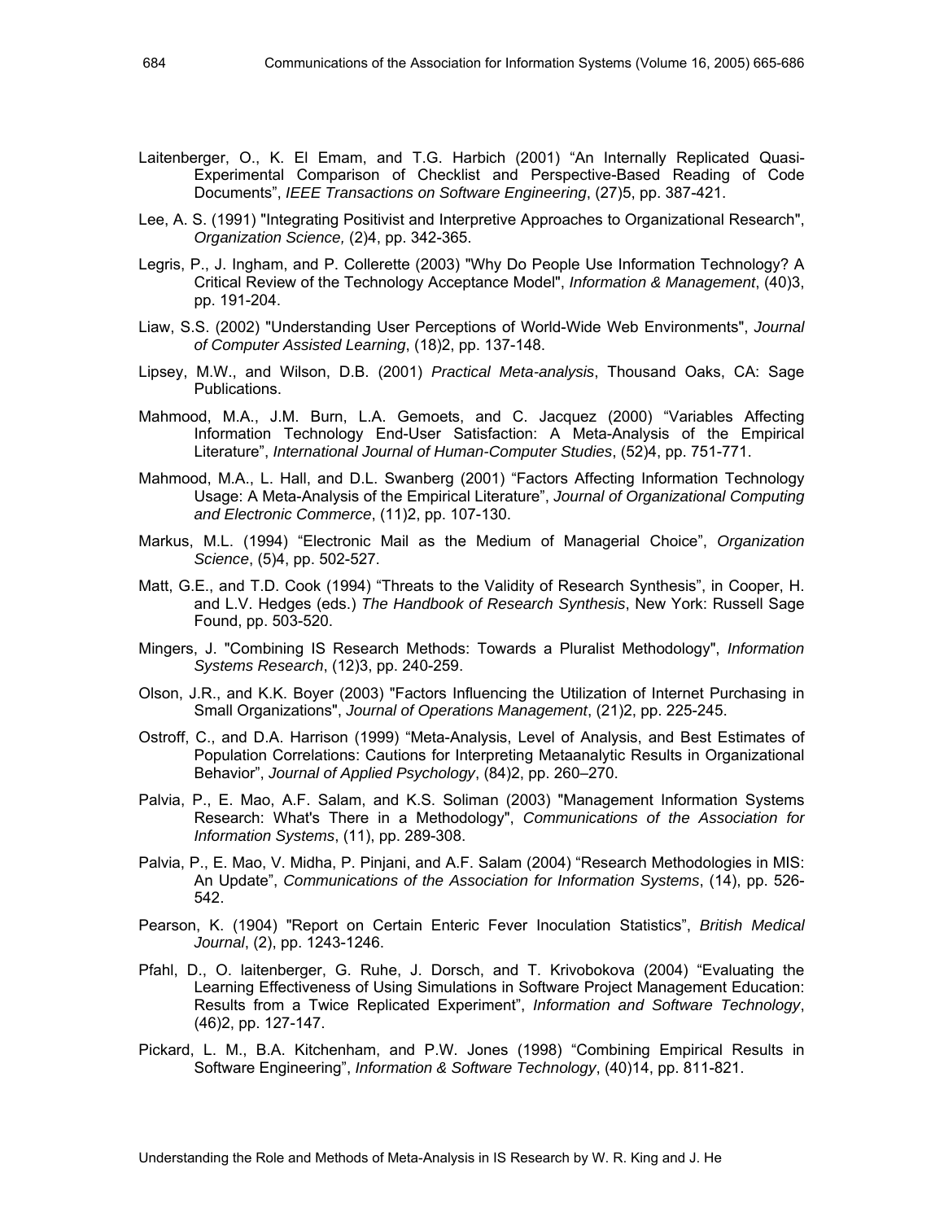Laitenberger, O., K. El Emam, and T.G. Harbich (2001) "An Internally Replicated Quasi-Experimental Comparison of Checklist and Perspective-Based Reading of Code Documents", *IEEE Transactions on Software Engineering*, (27)5, pp. 387-421.

Lee, A. S. (1991) "Integrating Positivist and Interpretive Approaches to Organizational Research", *Organization Science,* (2)4, pp. 342-365.

Legris, P., J. Ingham, and P. Collerette (2003) "Why Do People Use Information Technology? A Critical Review of the Technology Acceptance Model", *Information & Management*, (40)3, pp. 191-204.

Liaw, S.S. (2002) "Understanding User Perceptions of World-Wide Web Environments", *Journal of Computer Assisted Learning*, (18)2, pp. 137-148.

Lipsey, M.W., and Wilson, D.B. (2001) *Practical Meta-analysis*, Thousand Oaks, CA: Sage Publications.

Mahmood, M.A., J.M. Burn, L.A. Gemoets, and C. Jacquez (2000) "Variables Affecting Information Technology End-User Satisfaction: A Meta-Analysis of the Empirical Literature", *International Journal of Human-Computer Studies*, (52)4, pp. 751-771.

Mahmood, M.A., L. Hall, and D.L. Swanberg (2001) "Factors Affecting Information Technology Usage: A Meta-Analysis of the Empirical Literature", *Journal of Organizational Computing and Electronic Commerce*, (11)2, pp. 107-130.

Markus, M.L. (1994) "Electronic Mail as the Medium of Managerial Choice", *Organization Science*, (5)4, pp. 502-527.

Matt, G.E., and T.D. Cook (1994) "Threats to the Validity of Research Synthesis", in Cooper, H. and L.V. Hedges (eds.) *The Handbook of Research Synthesis*, New York: Russell Sage Found, pp. 503-520.

Mingers, J. "Combining IS Research Methods: Towards a Pluralist Methodology", *Information Systems Research*, (12)3, pp. 240-259.

Olson, J.R., and K.K. Boyer (2003) "Factors Influencing the Utilization of Internet Purchasing in Small Organizations", *Journal of Operations Management*, (21)2, pp. 225-245.

Ostroff, C., and D.A. Harrison (1999) "Meta-Analysis, Level of Analysis, and Best Estimates of Population Correlations: Cautions for Interpreting Metaanalytic Results in Organizational Behavior", *Journal of Applied Psychology*, (84)2, pp. 260–270.

Palvia, P., E. Mao, A.F. Salam, and K.S. Soliman (2003) "Management Information Systems Research: What's There in a Methodology", *Communications of the Association for Information Systems*, (11), pp. 289-308.

Palvia, P., E. Mao, V. Midha, P. Pinjani, and A.F. Salam (2004) "Research Methodologies in MIS: An Update", *Communications of the Association for Information Systems*, (14), pp. 526-542.

Pearson, K. (1904) "Report on Certain Enteric Fever Inoculation Statistics", *British Medical Journal*, (2), pp. 1243-1246.

Pfahl, D., O. laitenberger, G. Ruhe, J. Dorsch, and T. Krivobokova (2004) "Evaluating the Learning Effectiveness of Using Simulations in Software Project Management Education: Results from a Twice Replicated Experiment", *Information and Software Technology*, (46)2, pp. 127-147.

Pickard, L. M., B.A. Kitchenham, and P.W. Jones (1998) "Combining Empirical Results in Software Engineering", *Information & Software Technology*, (40)14, pp. 811-821.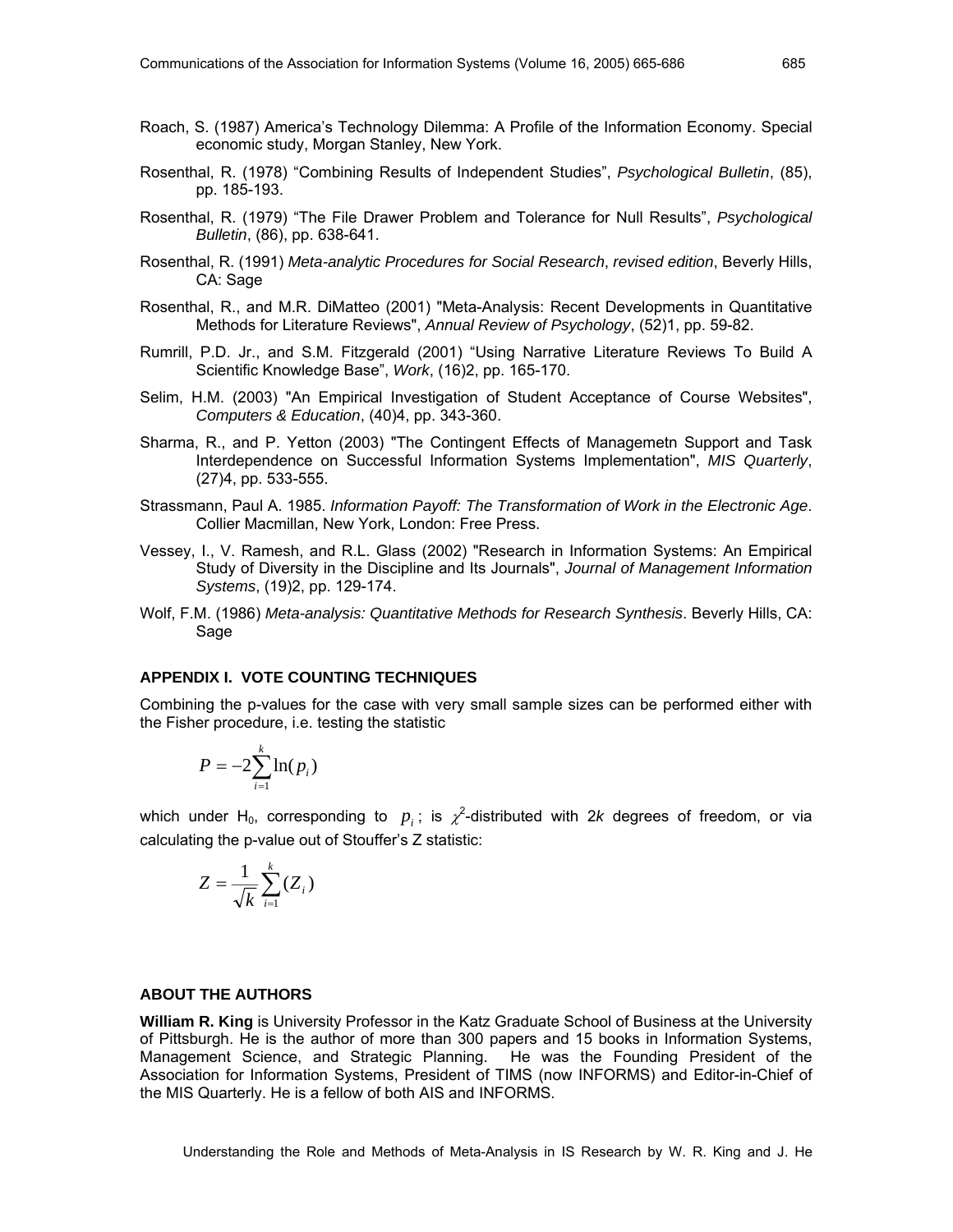Roach, S. (1987) America's Technology Dilemma: A Profile of the Information Economy. Special economic study, Morgan Stanley, New York.

Rosenthal, R. (1978) "Combining Results of Independent Studies", *Psychological Bulletin*, (85), pp. 185-193.

Rosenthal, R. (1979) "The File Drawer Problem and Tolerance for Null Results", *Psychological Bulletin*, (86), pp. 638-641.

Rosenthal, R. (1991) *Meta-analytic Procedures for Social Research*, *revised edition*, Beverly Hills, CA: Sage

Rosenthal, R., and M.R. DiMatteo (2001) "Meta-Analysis: Recent Developments in Quantitative Methods for Literature Reviews", *Annual Review of Psychology*, (52)1, pp. 59-82.

Rumrill, P.D. Jr., and S.M. Fitzgerald (2001) "Using Narrative Literature Reviews To Build A Scientific Knowledge Base", *Work*, (16)2, pp. 165-170.

Selim, H.M. (2003) "An Empirical Investigation of Student Acceptance of Course Websites", *Computers & Education*, (40)4, pp. 343-360.

Sharma, R., and P. Yetton (2003) "The Contingent Effects of Managemetn Support and Task Interdependence on Successful Information Systems Implementation", *MIS Quarterly*, (27)4, pp. 533-555.

Strassmann, Paul A. 1985. *Information Payoff: The Transformation of Work in the Electronic Age*. Collier Macmillan, New York, London: Free Press.

Vessey, I., V. Ramesh, and R.L. Glass (2002) "Research in Information Systems: An Empirical Study of Diversity in the Discipline and Its Journals", *Journal of Management Information Systems*, (19)2, pp. 129-174.

Wolf, F.M. (1986) *Meta-analysis: Quantitative Methods for Research Synthesis*. Beverly Hills, CA: Sage

## APPENDIX I. VOTE COUNTING TECHNIQUES

Combining the p-values for the case with very small sample sizes can be performed either with the Fisher procedure, i.e. testing the statistic

$$P = -2\sum_{i=1}^{k} \ln(p_i)$$

which under $H_0$, corresponding to $p_i$; is $\chi^2$-distributed with 2*k* degrees of freedom, or via calculating the p-value out of Stouffer's Z statistic:

$$Z = \frac{1}{\sqrt{k}}\sum_{i=1}^{k}(Z_i)$$

## ABOUT THE AUTHORS

**William R. King** is University Professor in the Katz Graduate School of Business at the University of Pittsburgh. He is the author of more than 300 papers and 15 books in Information Systems, Management Science, and Strategic Planning. He was the Founding President of the Association for Information Systems, President of TIMS (now INFORMS) and Editor-in-Chief of the MIS Quarterly. He is a fellow of both AIS and INFORMS.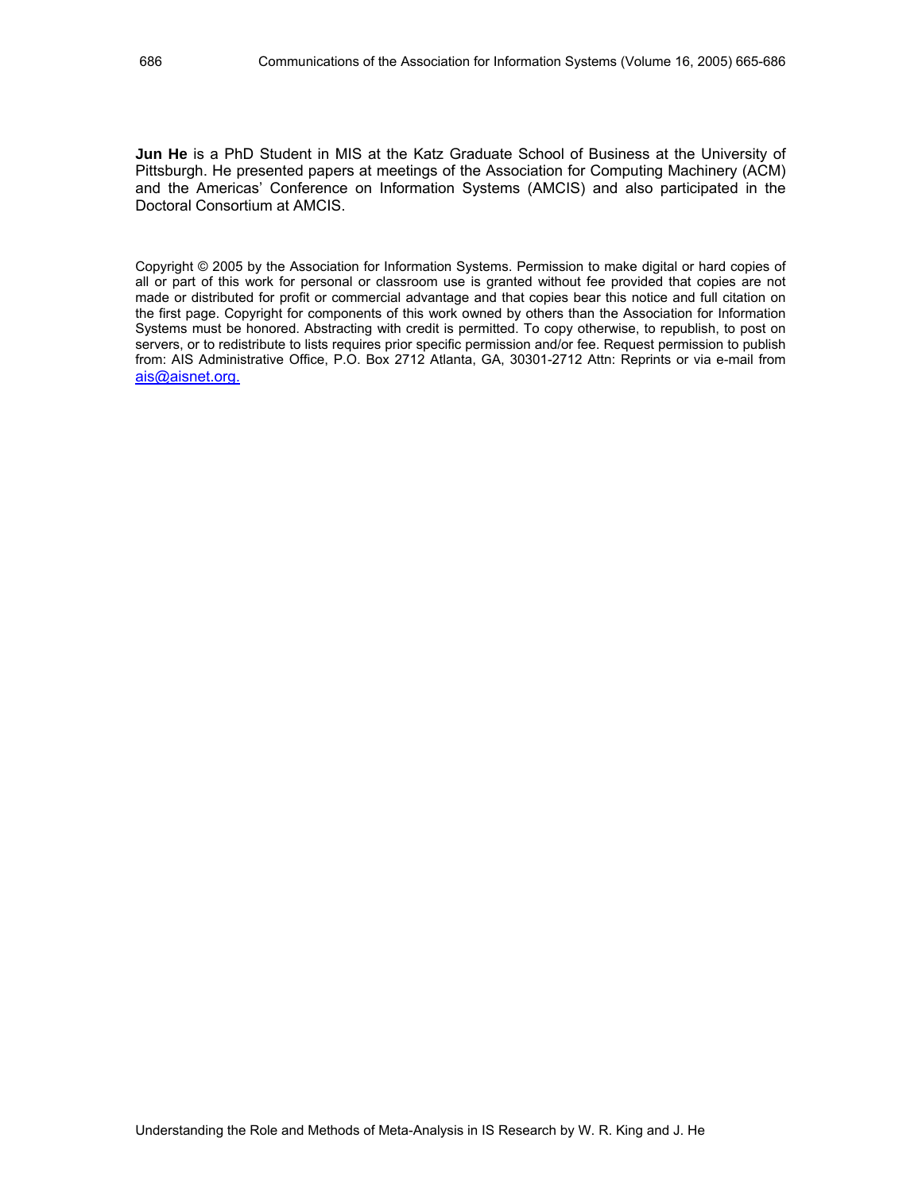**Jun He** is a PhD Student in MIS at the Katz Graduate School of Business at the University of Pittsburgh. He presented papers at meetings of the Association for Computing Machinery (ACM) and the Americas' Conference on Information Systems (AMCIS) and also participated in the Doctoral Consortium at AMCIS.

Copyright © 2005 by the Association for Information Systems. Permission to make digital or hard copies of all or part of this work for personal or classroom use is granted without fee provided that copies are not made or distributed for profit or commercial advantage and that copies bear this notice and full citation on the first page. Copyright for components of this work owned by others than the Association for Information Systems must be honored. Abstracting with credit is permitted. To copy otherwise, to republish, to post on servers, or to redistribute to lists requires prior specific permission and/or fee. Request permission to publish from: AIS Administrative Office, P.O. Box 2712 Atlanta, GA, 30301-2712 Attn: Reprints or via e-mail from ais@aisnet.org.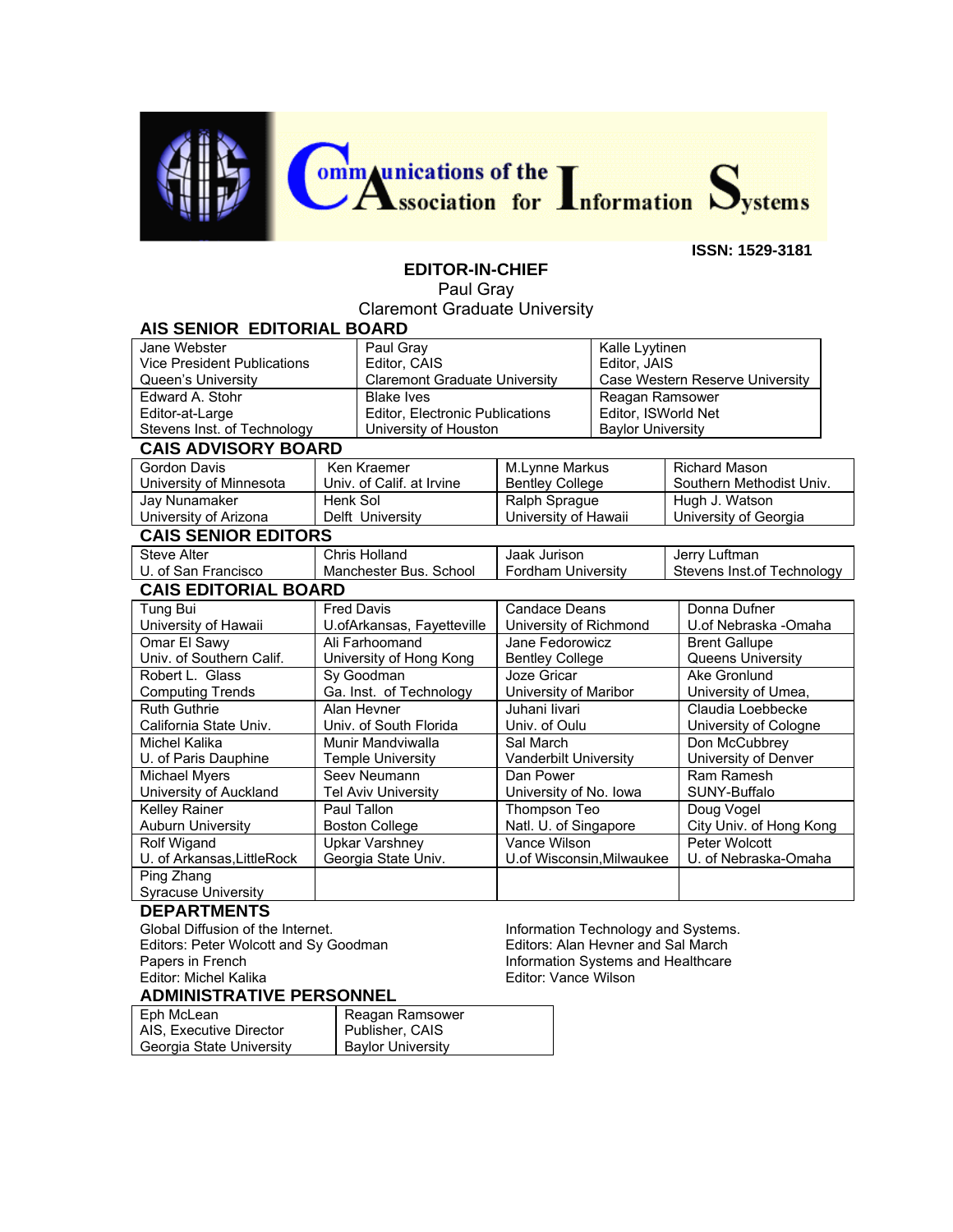# Communications of the Association for Information Systems

**ISSN: 1529-3181**

**EDITOR-IN-CHIEF**
Paul Gray
Claremont Graduate University

## AIS SENIOR EDITORIAL BOARD

| | | |
|---|---|---|
| Jane Webster<br>Vice President Publications<br>Queen's University | Paul Gray<br>Editor, CAIS<br>Claremont Graduate University | Kalle Lyytinen<br>Editor, JAIS<br>Case Western Reserve University |
| Edward A. Stohr<br>Editor-at-Large<br>Stevens Inst. of Technology | Blake Ives<br>Editor, Electronic Publications<br>University of Houston | Reagan Ramsower<br>Editor, ISWorld Net<br>Baylor University |

## CAIS ADVISORY BOARD

| | | | |
|---|---|---|---|
| Gordon Davis<br>University of Minnesota | Ken Kraemer<br>Univ. of Calif. at Irvine | M.Lynne Markus<br>Bentley College | Richard Mason<br>Southern Methodist Univ. |
| Jay Nunamaker<br>University of Arizona | Henk Sol<br>Delft University | Ralph Sprague<br>University of Hawaii | Hugh J. Watson<br>University of Georgia |

## CAIS SENIOR EDITORS

| | | | |
|---|---|---|---|
| Steve Alter<br>U. of San Francisco | Chris Holland<br>Manchester Bus. School | Jaak Jurison<br>Fordham University | Jerry Luftman<br>Stevens Inst.of Technology |

## CAIS EDITORIAL BOARD

| | | | |
|---|---|---|---|
| Tung Bui<br>University of Hawaii | Fred Davis<br>U.ofArkansas, Fayetteville | Candace Deans<br>University of Richmond | Donna Dufner<br>U.of Nebraska -Omaha |
| Omar El Sawy<br>Univ. of Southern Calif. | Ali Farhoomand<br>University of Hong Kong | Jane Fedorowicz<br>Bentley College | Brent Gallupe<br>Queens University |
| Robert L. Glass<br>Computing Trends | Sy Goodman<br>Ga. Inst. of Technology | Joze Gricar<br>University of Maribor | Ake Gronlund<br>University of Umea, |
| Ruth Guthrie<br>California State Univ. | Alan Hevner<br>Univ. of South Florida | Juhani Iivari<br>Univ. of Oulu | Claudia Loebbecke<br>University of Cologne |
| Michel Kalika<br>U. of Paris Dauphine | Munir Mandviwalla<br>Temple University | Sal March<br>Vanderbilt University | Don McCubbrey<br>University of Denver |
| Michael Myers<br>University of Auckland | Seev Neumann<br>Tel Aviv University | Dan Power<br>University of No. Iowa | Ram Ramesh<br>SUNY-Buffalo |
| Kelley Rainer<br>Auburn University | Paul Tallon<br>Boston College | Thompson Teo<br>Natl. U. of Singapore | Doug Vogel<br>City Univ. of Hong Kong |
| Rolf Wigand<br>U. of Arkansas,LittleRock | Upkar Varshney<br>Georgia State Univ. | Vance Wilson<br>U.of Wisconsin,Milwaukee | Peter Wolcott<br>U. of Nebraska-Omaha |
| Ping Zhang<br>Syracuse University | | | |

## DEPARTMENTS

Global Diffusion of the Internet.
Editors: Peter Wolcott and Sy Goodman

Papers in French
Editor: Michel Kalika

Information Technology and Systems.
Editors: Alan Hevner and Sal March

Information Systems and Healthcare
Editor: Vance Wilson

## ADMINISTRATIVE PERSONNEL

| | |
|---|---|
| Eph McLean<br>AIS, Executive Director<br>Georgia State University | Reagan Ramsower<br>Publisher, CAIS<br>Baylor University |